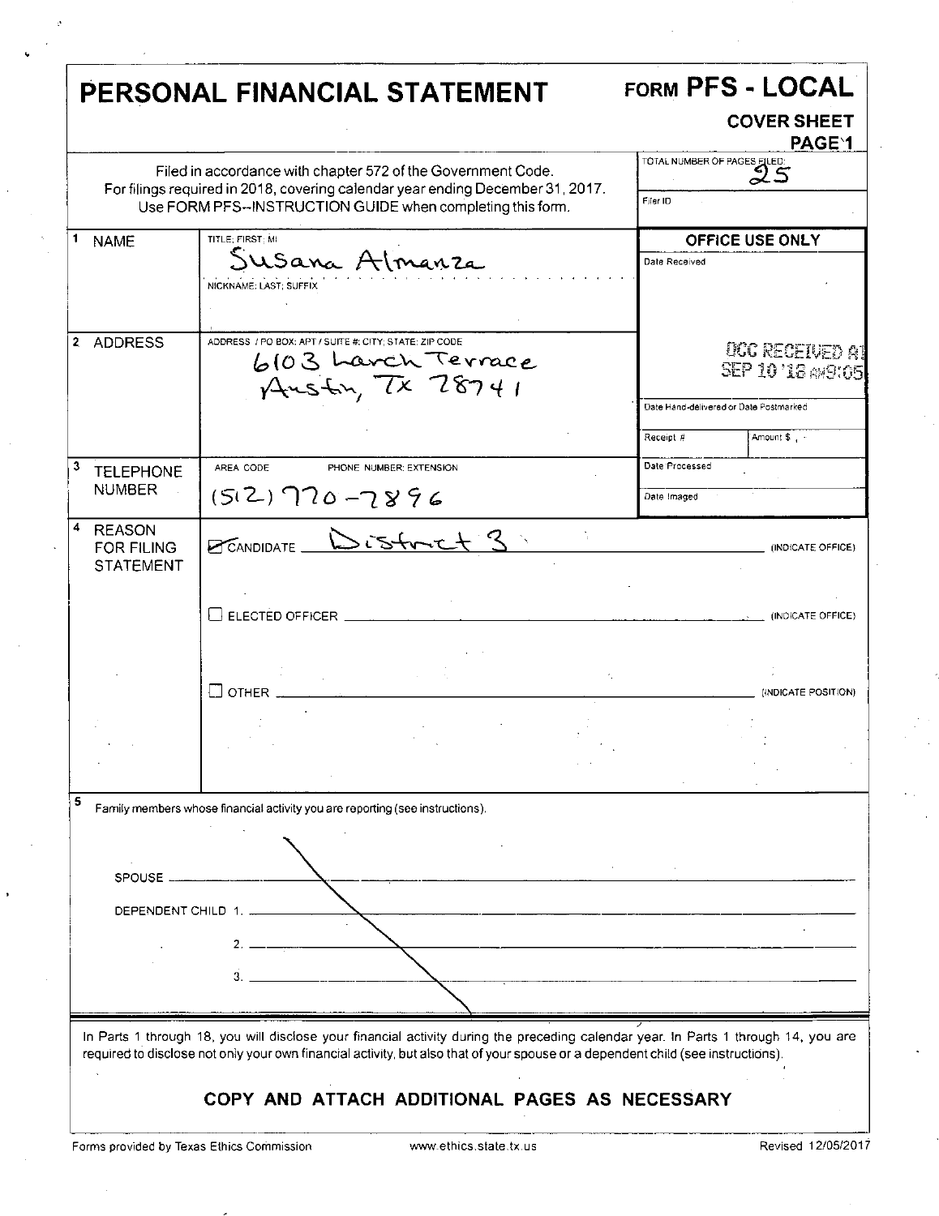# PERSONAL FINANCIAL STATEMENT

## FORM PFS - LOCAL

**COVER SHEET**
**PAGE 1**

Filed in accordance with chapter 572 of the Government Code.
For filings required in 2018, covering calendar year ending December 31, 2017.
Use FORM PFS--INSTRUCTION GUIDE when completing this form.

TOTAL NUMBER OF PAGES FILED: 25

Filer ID

| | | |
|---|---|---|
| **1 NAME** | TITLE; FIRST; MI: Susana Almanza<br>NICKNAME; LAST; SUFFIX | **OFFICE USE ONLY**<br>Date Received |
| **2 ADDRESS** | ADDRESS / PO BOX; APT / SUITE #; CITY; STATE; ZIP CODE<br>6103 Larch Terrace<br>Austin, TX 78741 | OCC RECEIVED AT<br>SEP 10 '18 AM9:05<br>Date Hand-delivered or Date Postmarked<br>Receipt # / Amount $ |
| **3 TELEPHONE NUMBER** | AREA CODE / PHONE NUMBER; EXTENSION<br>(512) 770-7896 | Date Processed<br>Date Imaged |

**4 REASON FOR FILING STATEMENT**

☑ CANDIDATE District 3 (INDICATE OFFICE)

☐ ELECTED OFFICER ______ (INDICATE OFFICE)

☐ OTHER ______ (INDICATE POSITION)

**5** Family members whose financial activity you are reporting (see instructions).

SPOUSE ______

DEPENDENT CHILD 1. ______

2. ______

3. ______

In Parts 1 through 18, you will disclose your financial activity during the preceding calendar year. In Parts 1 through 14, you are required to disclose not only your own financial activity, but also that of your spouse or a dependent child (see instructions).

**COPY AND ATTACH ADDITIONAL PAGES AS NECESSARY**

Forms provided by Texas Ethics Commission www.ethics.state.tx.us Revised 12/05/2017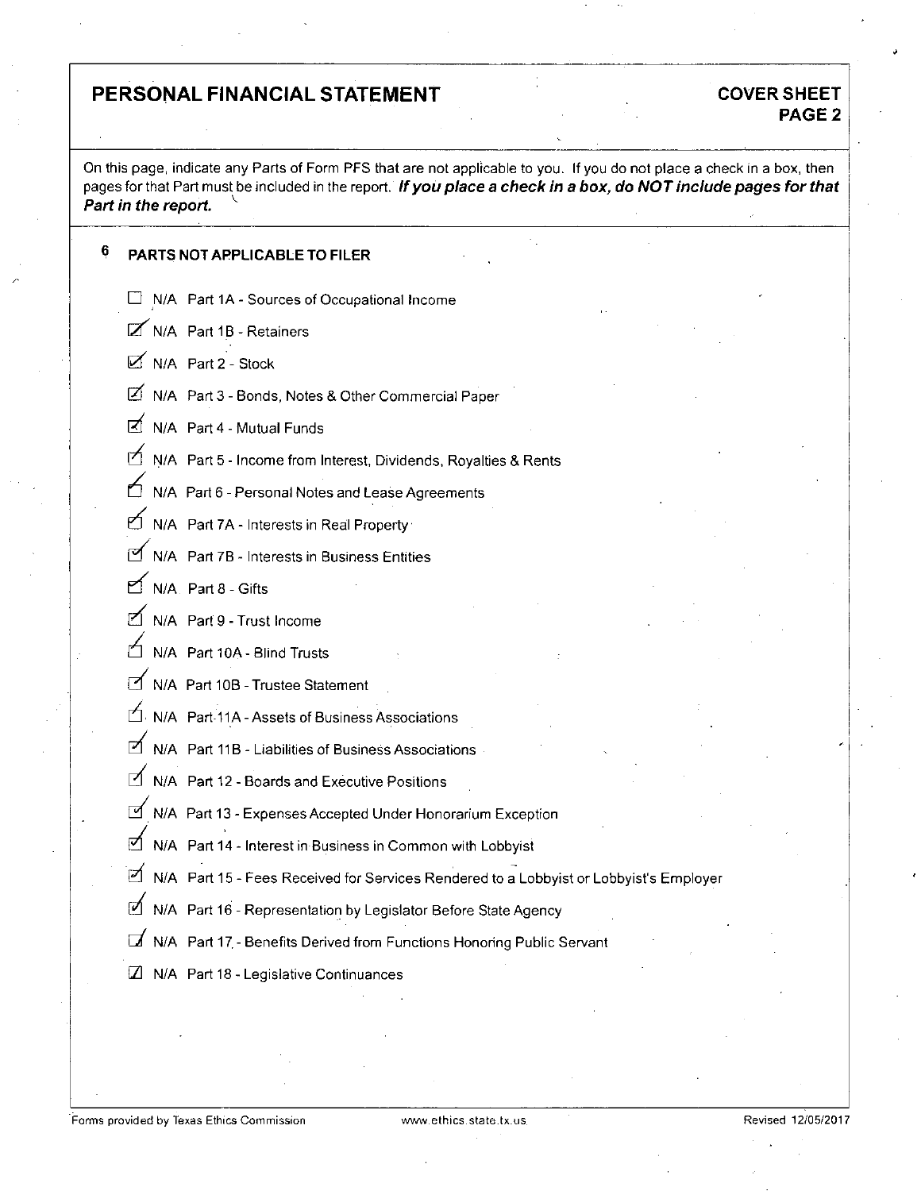# PERSONAL FINANCIAL STATEMENT

**COVER SHEET PAGE 2**

On this page, indicate any Parts of Form PFS that are not applicable to you. If you do not place a check in a box, then pages for that Part must be included in the report. ***If you place a check in a box, do NOT include pages for that Part in the report.***

## 6 PARTS NOT APPLICABLE TO FILER

- ☐ N/A Part 1A - Sources of Occupational Income
- ☑ N/A Part 1B - Retainers
- ☑ N/A Part 2 - Stock
- ☑ N/A Part 3 - Bonds, Notes & Other Commercial Paper
- ☑ N/A Part 4 - Mutual Funds
- ☑ N/A Part 5 - Income from Interest, Dividends, Royalties & Rents
- ☑ N/A Part 6 - Personal Notes and Lease Agreements
- ☑ N/A Part 7A - Interests in Real Property
- ☑ N/A Part 7B - Interests in Business Entities
- ☑ N/A Part 8 - Gifts
- ☑ N/A Part 9 - Trust Income
- ☑ N/A Part 10A - Blind Trusts
- ☑ N/A Part 10B - Trustee Statement
- ☑ N/A Part 11A - Assets of Business Associations
- ☑ N/A Part 11B - Liabilities of Business Associations
- ☑ N/A Part 12 - Boards and Executive Positions
- ☑ N/A Part 13 - Expenses Accepted Under Honorarium Exception
- ☑ N/A Part 14 - Interest in Business in Common with Lobbyist
- ☑ N/A Part 15 - Fees Received for Services Rendered to a Lobbyist or Lobbyist's Employer
- ☑ N/A Part 16 - Representation by Legislator Before State Agency
- ☑ N/A Part 17 - Benefits Derived from Functions Honoring Public Servant
- ☑ N/A Part 18 - Legislative Continuances

Forms provided by Texas Ethics Commission www.ethics.state.tx.us Revised 12/05/2017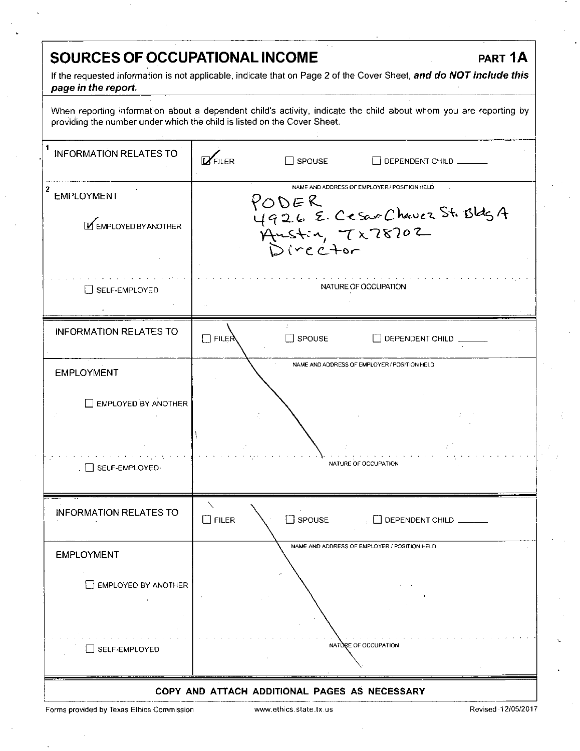# SOURCES OF OCCUPATIONAL INCOME

**PART 1A**

If the requested information is not applicable, indicate that on Page 2 of the Cover Sheet, ***and do NOT include this page in the report.***

When reporting information about a dependent child's activity, indicate the child about whom you are reporting by providing the number under which the child is listed on the Cover Sheet.

| | |
|---|---|
| 1 INFORMATION RELATES TO | ☑ FILER ☐ SPOUSE ☐ DEPENDENT CHILD ______ |
| 2 EMPLOYMENT | NAME AND ADDRESS OF EMPLOYER / POSITION HELD |
| ☑ EMPLOYED BY ANOTHER | PODER<br>4926 E. Cesar Chavez St. Bldg A<br>Austin, TX 78702<br>Director |
| ☐ SELF-EMPLOYED | NATURE OF OCCUPATION |

| | |
|---|---|
| INFORMATION RELATES TO | ☐ FILER ☐ SPOUSE ☐ DEPENDENT CHILD ______ |
| EMPLOYMENT | NAME AND ADDRESS OF EMPLOYER / POSITION HELD |
| ☐ EMPLOYED BY ANOTHER | |
| ☐ SELF-EMPLOYED | NATURE OF OCCUPATION |

| | |
|---|---|
| INFORMATION RELATES TO | ☐ FILER ☐ SPOUSE ☐ DEPENDENT CHILD ______ |
| EMPLOYMENT | NAME AND ADDRESS OF EMPLOYER / POSITION HELD |
| ☐ EMPLOYED BY ANOTHER | |
| ☐ SELF-EMPLOYED | NATURE OF OCCUPATION |

**COPY AND ATTACH ADDITIONAL PAGES AS NECESSARY**

Forms provided by Texas Ethics Commission www.ethics.state.tx.us Revised 12/05/2017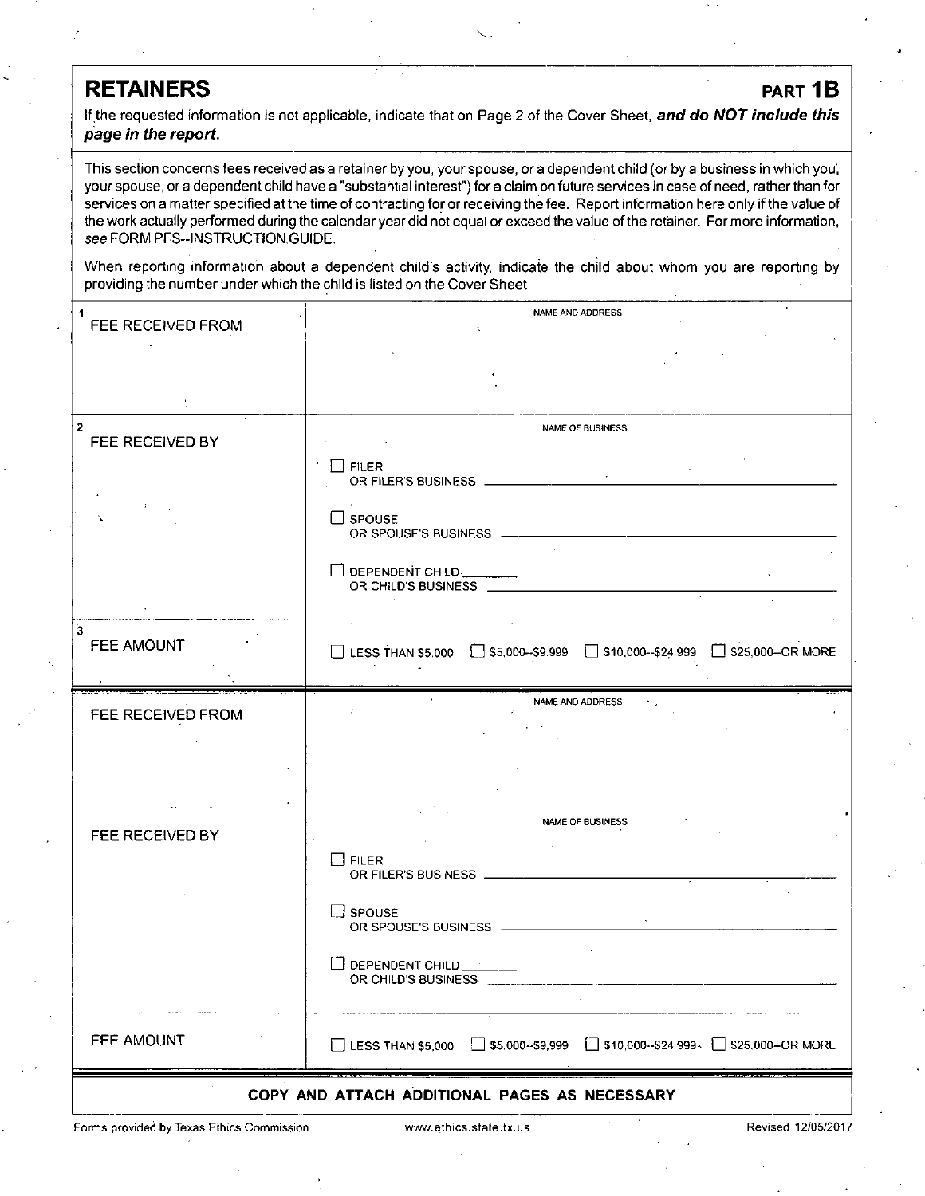# RETAINERS

**PART 1B**

If the requested information is not applicable, indicate that on Page 2 of the Cover Sheet, ***and do NOT include this page in the report.***

This section concerns fees received as a retainer by you, your spouse, or a dependent child (or by a business in which you, your spouse, or a dependent child have a "substantial interest") for a claim on future services in case of need, rather than for services on a matter specified at the time of contracting for or receiving the fee. Report information here only if the value of the work actually performed during the calendar year did not equal or exceed the value of the retainer. For more information, *see* FORM PFS--INSTRUCTION GUIDE.

When reporting information about a dependent child's activity, indicate the child about whom you are reporting by providing the number under which the child is listed on the Cover Sheet.

| | |
|---|---|
| 1 FEE RECEIVED FROM | NAME AND ADDRESS |
| 2 FEE RECEIVED BY | NAME OF BUSINESS<br>☐ FILER OR FILER'S BUSINESS ______<br>☐ SPOUSE OR SPOUSE'S BUSINESS ______<br>☐ DEPENDENT CHILD ______ OR CHILD'S BUSINESS ______ |
| 3 FEE AMOUNT | ☐ LESS THAN $5,000 ☐ $5,000--$9,999 ☐ $10,000--$24,999 ☐ $25,000--OR MORE |

| | |
|---|---|
| FEE RECEIVED FROM | NAME AND ADDRESS |
| FEE RECEIVED BY | NAME OF BUSINESS<br>☐ FILER OR FILER'S BUSINESS ______<br>☐ SPOUSE OR SPOUSE'S BUSINESS ______<br>☐ DEPENDENT CHILD ______ OR CHILD'S BUSINESS ______ |
| FEE AMOUNT | ☐ LESS THAN $5,000 ☐ $5,000--$9,999 ☐ $10,000--$24,999 ☐ $25,000--OR MORE |

**COPY AND ATTACH ADDITIONAL PAGES AS NECESSARY**

Forms provided by Texas Ethics Commission www.ethics.state.tx.us Revised 12/05/2017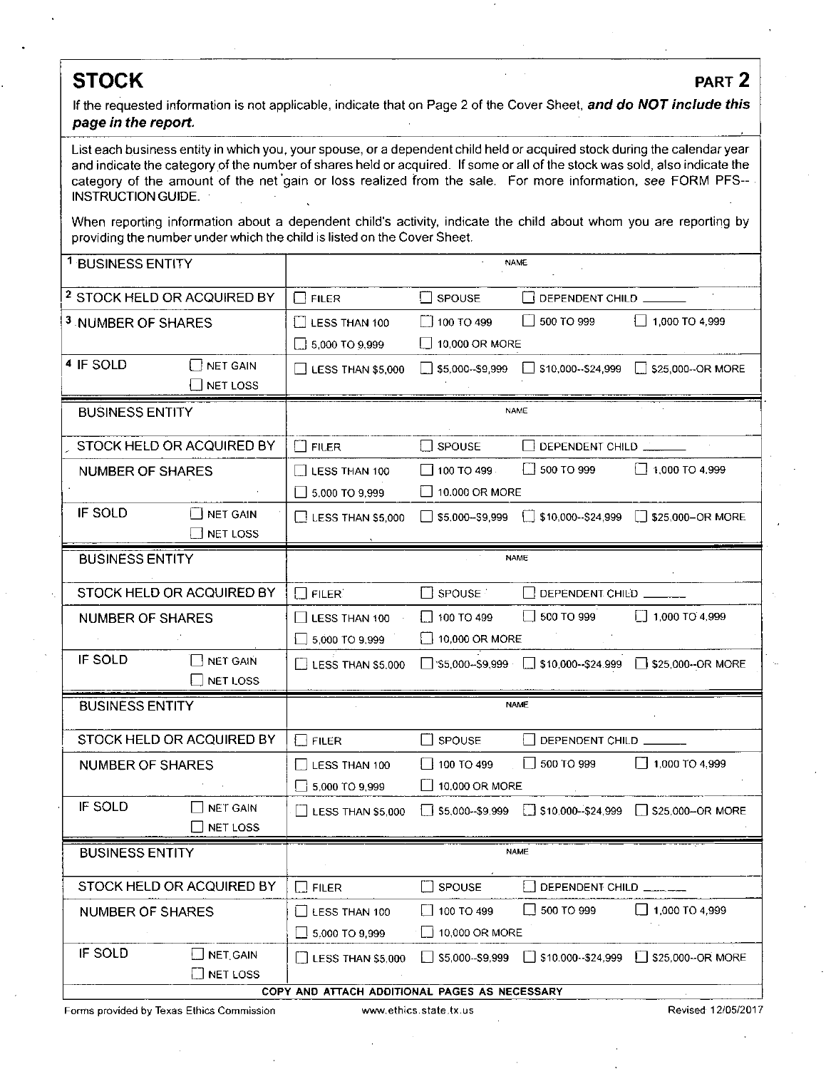## STOCK

**PART 2**

If the requested information is not applicable, indicate that on Page 2 of the Cover Sheet, ***and do NOT include this page in the report.***

List each business entity in which you, your spouse, or a dependent child held or acquired stock during the calendar year and indicate the category of the number of shares held or acquired. If some or all of the stock was sold, also indicate the category of the amount of the net gain or loss realized from the sale. For more information, *see* FORM PFS--INSTRUCTION GUIDE.

When reporting information about a dependent child's activity, indicate the child about whom you are reporting by providing the number under which the child is listed on the Cover Sheet.

| | | | | | |
|---|---|---|---|---|---|
| 1 BUSINESS ENTITY | | NAME | | | |
| 2 STOCK HELD OR ACQUIRED BY | | ☐ FILER | ☐ SPOUSE | ☐ DEPENDENT CHILD ______ | |
| 3 NUMBER OF SHARES | | ☐ LESS THAN 100<br>☐ 5,000 TO 9,999 | ☐ 100 TO 499<br>☐ 10,000 OR MORE | ☐ 500 TO 999 | ☐ 1,000 TO 4,999 |
| 4 IF SOLD | ☐ NET GAIN<br>☐ NET LOSS | ☐ LESS THAN $5,000 | ☐ $5,000--$9,999 | ☐ $10,000--$24,999 | ☐ $25,000--OR MORE |
| BUSINESS ENTITY | | NAME | | | |
| STOCK HELD OR ACQUIRED BY | | ☐ FILER | ☐ SPOUSE | ☐ DEPENDENT CHILD ______ | |
| NUMBER OF SHARES | | ☐ LESS THAN 100<br>☐ 5,000 TO 9,999 | ☐ 100 TO 499<br>☐ 10,000 OR MORE | ☐ 500 TO 999 | ☐ 1,000 TO 4,999 |
| IF SOLD | ☐ NET GAIN<br>☐ NET LOSS | ☐ LESS THAN $5,000 | ☐ $5,000--$9,999 | ☐ $10,000--$24,999 | ☐ $25,000--OR MORE |
| BUSINESS ENTITY | | NAME | | | |
| STOCK HELD OR ACQUIRED BY | | ☐ FILER | ☐ SPOUSE | ☐ DEPENDENT CHILD ______ | |
| NUMBER OF SHARES | | ☐ LESS THAN 100<br>☐ 5,000 TO 9,999 | ☐ 100 TO 499<br>☐ 10,000 OR MORE | ☐ 500 TO 999 | ☐ 1,000 TO 4,999 |
| IF SOLD | ☐ NET GAIN<br>☐ NET LOSS | ☐ LESS THAN $5,000 | ☐ $5,000--$9,999 | ☐ $10,000--$24,999 | ☐ $25,000--OR MORE |
| BUSINESS ENTITY | | NAME | | | |
| STOCK HELD OR ACQUIRED BY | | ☐ FILER | ☐ SPOUSE | ☐ DEPENDENT CHILD ______ | |
| NUMBER OF SHARES | | ☐ LESS THAN 100<br>☐ 5,000 TO 9,999 | ☐ 100 TO 499<br>☐ 10,000 OR MORE | ☐ 500 TO 999 | ☐ 1,000 TO 4,999 |
| IF SOLD | ☐ NET GAIN<br>☐ NET LOSS | ☐ LESS THAN $5,000 | ☐ $5,000--$9,999 | ☐ $10,000--$24,999 | ☐ $25,000--OR MORE |
| BUSINESS ENTITY | | NAME | | | |
| STOCK HELD OR ACQUIRED BY | | ☐ FILER | ☐ SPOUSE | ☐ DEPENDENT CHILD ______ | |
| NUMBER OF SHARES | | ☐ LESS THAN 100<br>☐ 5,000 TO 9,999 | ☐ 100 TO 499<br>☐ 10,000 OR MORE | ☐ 500 TO 999 | ☐ 1,000 TO 4,999 |
| IF SOLD | ☐ NET GAIN<br>☐ NET LOSS | ☐ LESS THAN $5,000 | ☐ $5,000--$9,999 | ☐ $10,000--$24,999 | ☐ $25,000--OR MORE |

COPY AND ATTACH ADDITIONAL PAGES AS NECESSARY

Forms provided by Texas Ethics Commission www.ethics.state.tx.us Revised 12/05/2017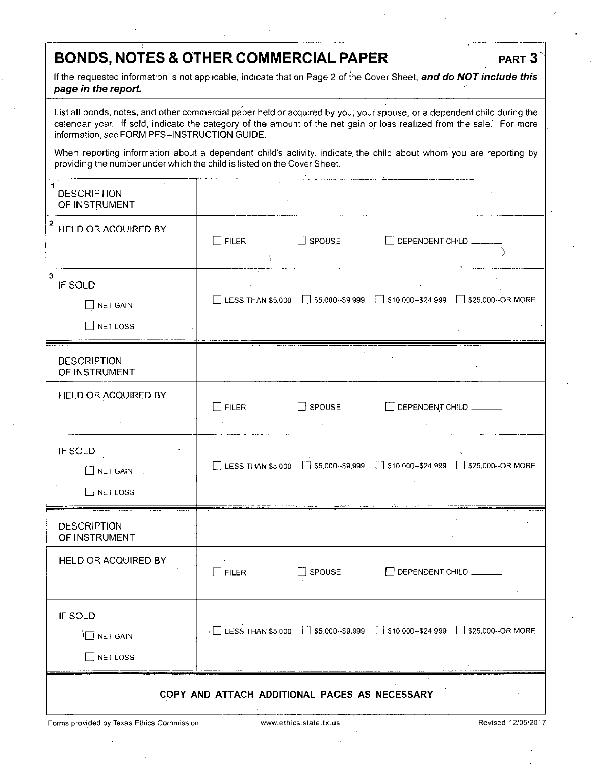## BONDS, NOTES & OTHER COMMERCIAL PAPER

**PART 3**

If the requested information is not applicable, indicate that on Page 2 of the Cover Sheet, ***and do NOT include this page in the report.***

List all bonds, notes, and other commercial paper held or acquired by you, your spouse, or a dependent child during the calendar year. If sold, indicate the category of the amount of the net gain or loss realized from the sale. For more information, *see* FORM PFS--INSTRUCTION GUIDE.

When reporting information about a dependent child's activity, indicate the child about whom you are reporting by providing the number under which the child is listed on the Cover Sheet.

| | |
|---|---|
| 1 DESCRIPTION OF INSTRUMENT | |
| 2 HELD OR ACQUIRED BY | ☐ FILER ☐ SPOUSE ☐ DEPENDENT CHILD ______ |
| 3 IF SOLD ☐ NET GAIN ☐ NET LOSS | ☐ LESS THAN $5,000 ☐ $5,000--$9,999 ☐ $10,000--$24,999 ☐ $25,000--OR MORE |

| | |
|---|---|
| DESCRIPTION OF INSTRUMENT | |
| HELD OR ACQUIRED BY | ☐ FILER ☐ SPOUSE ☐ DEPENDENT CHILD ______ |
| IF SOLD ☐ NET GAIN ☐ NET LOSS | ☐ LESS THAN $5,000 ☐ $5,000--$9,999 ☐ $10,000--$24,999 ☐ $25,000--OR MORE |

| | |
|---|---|
| DESCRIPTION OF INSTRUMENT | |
| HELD OR ACQUIRED BY | ☐ FILER ☐ SPOUSE ☐ DEPENDENT CHILD ______ |
| IF SOLD ☐ NET GAIN ☐ NET LOSS | ☐ LESS THAN $5,000 ☐ $5,000--$9,999 ☐ $10,000--$24,999 ☐ $25,000--OR MORE |

**COPY AND ATTACH ADDITIONAL PAGES AS NECESSARY**

Forms provided by Texas Ethics Commission www.ethics.state.tx.us Revised 12/05/2017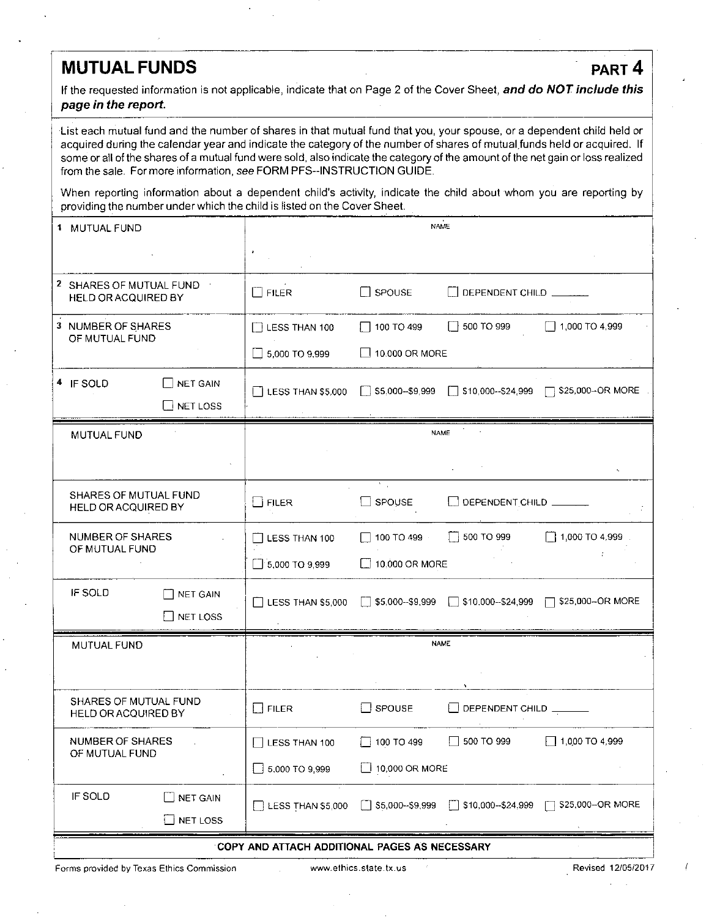# MUTUAL FUNDS

**PART 4**

If the requested information is not applicable, indicate that on Page 2 of the Cover Sheet, ***and do NOT include this page in the report.***

List each mutual fund and the number of shares in that mutual fund that you, your spouse, or a dependent child held or acquired during the calendar year and indicate the category of the number of shares of mutual funds held or acquired. If some or all of the shares of a mutual fund were sold, also indicate the category of the amount of the net gain or loss realized from the sale. For more information, *see* FORM PFS--INSTRUCTION GUIDE.

When reporting information about a dependent child's activity, indicate the child about whom you are reporting by providing the number under which the child is listed on the Cover Sheet.

| | | | | |
|---|---|---|---|---|
| 1 MUTUAL FUND | NAME | | | |
| 2 SHARES OF MUTUAL FUND HELD OR ACQUIRED BY | ☐ FILER | ☐ SPOUSE | ☐ DEPENDENT CHILD _______ | |
| 3 NUMBER OF SHARES OF MUTUAL FUND | ☐ LESS THAN 100 | ☐ 100 TO 499 | ☐ 500 TO 999 | ☐ 1,000 TO 4,999 |
| | ☐ 5,000 TO 9,999 | ☐ 10,000 OR MORE | | |
| 4 IF SOLD ☐ NET GAIN ☐ NET LOSS | ☐ LESS THAN $5,000 | ☐ $5,000--$9,999 | ☐ $10,000--$24,999 | ☐ $25,000--OR MORE |

| | | | | |
|---|---|---|---|---|
| MUTUAL FUND | NAME | | | |
| SHARES OF MUTUAL FUND HELD OR ACQUIRED BY | ☐ FILER | ☐ SPOUSE | ☐ DEPENDENT CHILD _______ | |
| NUMBER OF SHARES OF MUTUAL FUND | ☐ LESS THAN 100 | ☐ 100 TO 499 | ☐ 500 TO 999 | ☐ 1,000 TO 4,999 |
| | ☐ 5,000 TO 9,999 | ☐ 10,000 OR MORE | | |
| IF SOLD ☐ NET GAIN ☐ NET LOSS | ☐ LESS THAN $5,000 | ☐ $5,000--$9,999 | ☐ $10,000--$24,999 | ☐ $25,000--OR MORE |

| | | | | |
|---|---|---|---|---|
| MUTUAL FUND | NAME | | | |
| SHARES OF MUTUAL FUND HELD OR ACQUIRED BY | ☐ FILER | ☐ SPOUSE | ☐ DEPENDENT CHILD _______ | |
| NUMBER OF SHARES OF MUTUAL FUND | ☐ LESS THAN 100 | ☐ 100 TO 499 | ☐ 500 TO 999 | ☐ 1,000 TO 4,999 |
| | ☐ 5,000 TO 9,999 | ☐ 10,000 OR MORE | | |
| IF SOLD ☐ NET GAIN ☐ NET LOSS | ☐ LESS THAN $5,000 | ☐ $5,000--$9,999 | ☐ $10,000--$24,999 | ☐ $25,000--OR MORE |

**COPY AND ATTACH ADDITIONAL PAGES AS NECESSARY**

Forms provided by Texas Ethics Commission | www.ethics.state.tx.us | Revised 12/05/2017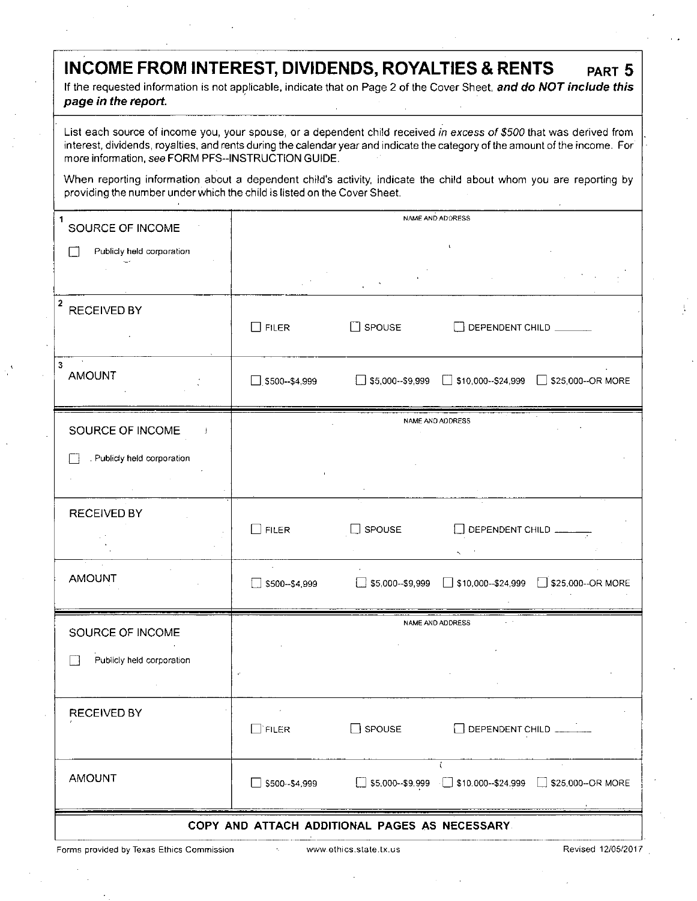# INCOME FROM INTEREST, DIVIDENDS, ROYALTIES & RENTS — PART 5

If the requested information is not applicable, indicate that on Page 2 of the Cover Sheet, ***and do NOT include this page in the report.***

List each source of income you, your spouse, or a dependent child received *in excess of $500* that was derived from interest, dividends, royalties, and rents during the calendar year and indicate the category of the amount of the income. For more information, *see* FORM PFS--INSTRUCTION GUIDE.

When reporting information about a dependent child's activity, indicate the child about whom you are reporting by providing the number under which the child is listed on the Cover Sheet.

| | |
|---|---|
| 1 SOURCE OF INCOME<br>☐ Publicly held corporation | NAME AND ADDRESS |
| 2 RECEIVED BY | ☐ FILER ☐ SPOUSE ☐ DEPENDENT CHILD ______ |
| 3 AMOUNT | ☐ $500--$4,999 ☐ $5,000--$9,999 ☐ $10,000--$24,999 ☐ $25,000--OR MORE |

| | |
|---|---|
| SOURCE OF INCOME<br>☐ Publicly held corporation | NAME AND ADDRESS |
| RECEIVED BY | ☐ FILER ☐ SPOUSE ☐ DEPENDENT CHILD ______ |
| AMOUNT | ☐ $500--$4,999 ☐ $5,000--$9,999 ☐ $10,000--$24,999 ☐ $25,000--OR MORE |

| | |
|---|---|
| SOURCE OF INCOME<br>☐ Publicly held corporation | NAME AND ADDRESS |
| RECEIVED BY | ☐ FILER ☐ SPOUSE ☐ DEPENDENT CHILD ______ |
| AMOUNT | ☐ $500--$4,999 ☐ $5,000--$9,999 ☐ $10,000--$24,999 ☐ $25,000--OR MORE |

**COPY AND ATTACH ADDITIONAL PAGES AS NECESSARY**

Forms provided by Texas Ethics Commission — www.ethics.state.tx.us — Revised 12/05/2017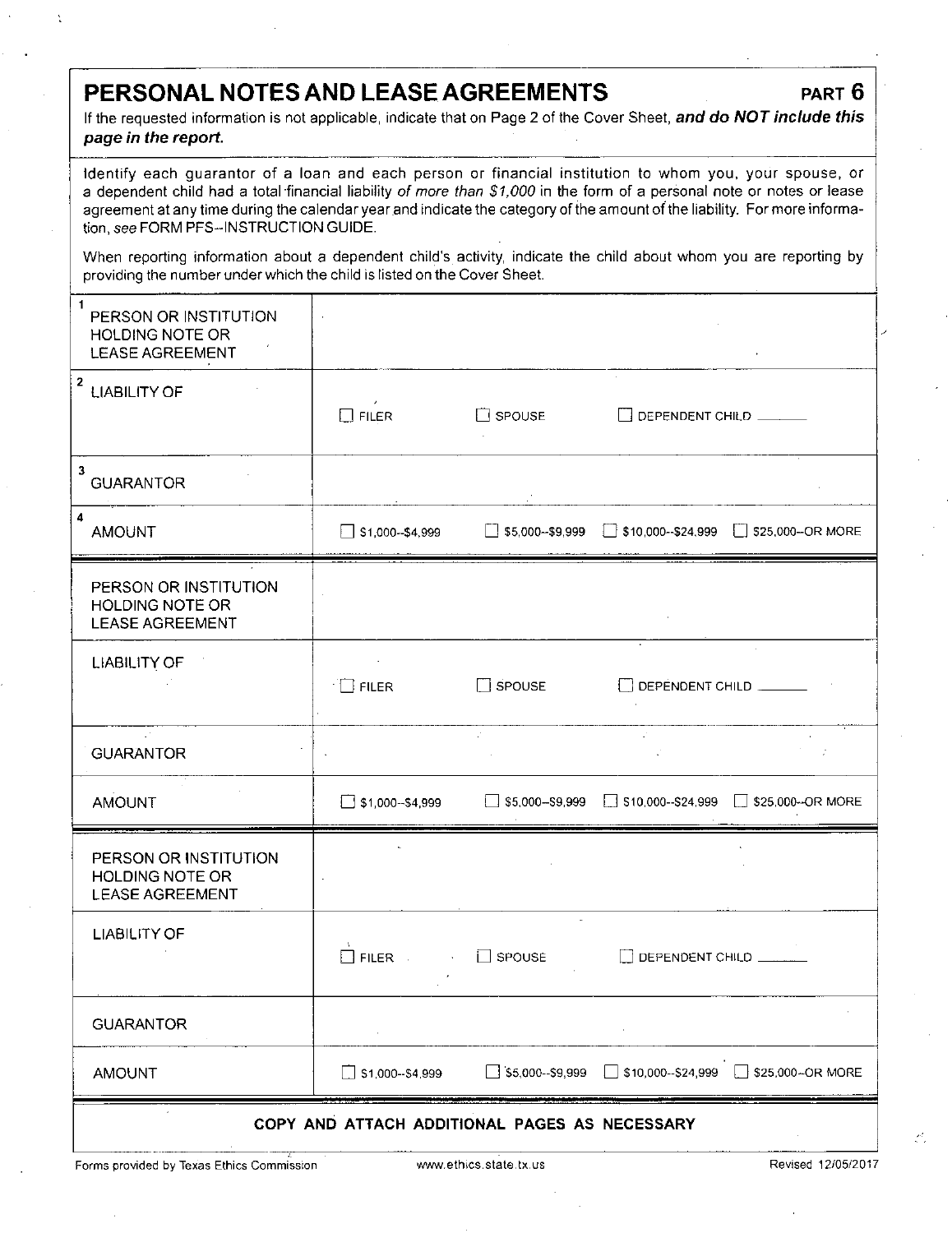# PERSONAL NOTES AND LEASE AGREEMENTS

**PART 6**

If the requested information is not applicable, indicate that on Page 2 of the Cover Sheet, ***and do NOT include this page in the report.***

Identify each guarantor of a loan and each person or financial institution to whom you, your spouse, or a dependent child had a total financial liability *of more than $1,000* in the form of a personal note or notes or lease agreement at any time during the calendar year and indicate the category of the amount of the liability. For more information, *see* FORM PFS--INSTRUCTION GUIDE.

When reporting information about a dependent child's activity, indicate the child about whom you are reporting by providing the number under which the child is listed on the Cover Sheet.

| | |
|---|---|
| 1 PERSON OR INSTITUTION HOLDING NOTE OR LEASE AGREEMENT | |
| 2 LIABILITY OF | ☐ FILER ☐ SPOUSE ☐ DEPENDENT CHILD ______ |
| 3 GUARANTOR | |
| 4 AMOUNT | ☐ $1,000--$4,999 ☐ $5,000--$9,999 ☐ $10,000--$24,999 ☐ $25,000--OR MORE |
| PERSON OR INSTITUTION HOLDING NOTE OR LEASE AGREEMENT | |
| LIABILITY OF | ☐ FILER ☐ SPOUSE ☐ DEPENDENT CHILD ______ |
| GUARANTOR | |
| AMOUNT | ☐ $1,000--$4,999 ☐ $5,000--$9,999 ☐ $10,000--$24,999 ☐ $25,000--OR MORE |
| PERSON OR INSTITUTION HOLDING NOTE OR LEASE AGREEMENT | |
| LIABILITY OF | ☐ FILER ☐ SPOUSE ☐ DEPENDENT CHILD ______ |
| GUARANTOR | |
| AMOUNT | ☐ $1,000--$4,999 ☐ $5,000--$9,999 ☐ $10,000--$24,999 ☐ $25,000--OR MORE |

**COPY AND ATTACH ADDITIONAL PAGES AS NECESSARY**

Forms provided by Texas Ethics Commission www.ethics.state.tx.us Revised 12/05/2017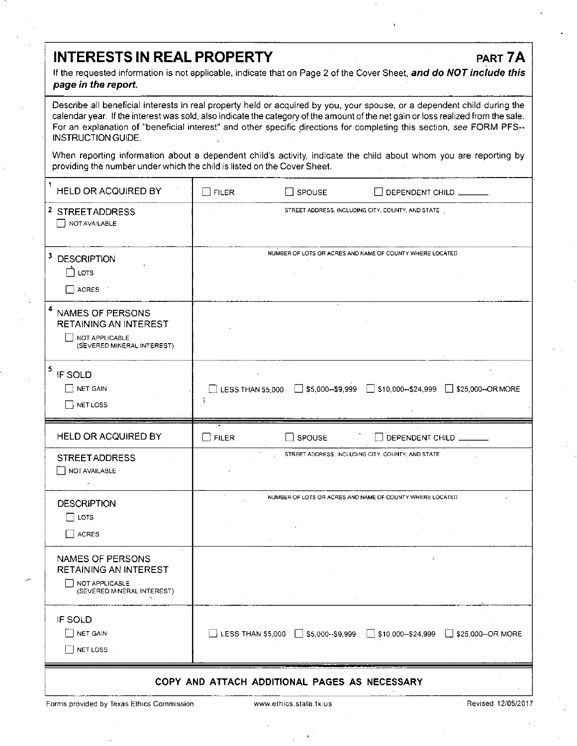# INTERESTS IN REAL PROPERTY

**PART 7A**

If the requested information is not applicable, indicate that on Page 2 of the Cover Sheet, ***and do NOT include this page in the report.***

Describe all beneficial interests in real property held or acquired by you, your spouse, or a dependent child during the calendar year. If the interest was sold, also indicate the category of the amount of the net gain or loss realized from the sale. For an explanation of "beneficial interest" and other specific directions for completing this section, *see* FORM PFS--INSTRUCTION GUIDE.

When reporting information about a dependent child's activity, indicate the child about whom you are reporting by providing the number under which the child is listed on the Cover Sheet.

| | |
|---|---|
| 1 HELD OR ACQUIRED BY | ☐ FILER ☐ SPOUSE ☐ DEPENDENT CHILD _______ |
| 2 STREET ADDRESS ☐ NOT AVAILABLE | STREET ADDRESS, INCLUDING CITY, COUNTY, AND STATE |
| 3 DESCRIPTION ☐ LOTS ☐ ACRES | NUMBER OF LOTS OR ACRES AND NAME OF COUNTY WHERE LOCATED |
| 4 NAMES OF PERSONS RETAINING AN INTEREST ☐ NOT APPLICABLE (SEVERED MINERAL INTEREST) | |
| 5 IF SOLD ☐ NET GAIN ☐ NET LOSS | ☐ LESS THAN $5,000 ☐ $5,000--$9,999 ☐ $10,000--$24,999 ☐ $25,000--OR MORE |

| | |
|---|---|
| HELD OR ACQUIRED BY | ☐ FILER ☐ SPOUSE ☐ DEPENDENT CHILD _______ |
| STREET ADDRESS ☐ NOT AVAILABLE | STREET ADDRESS, INCLUDING CITY, COUNTY, AND STATE |
| DESCRIPTION ☐ LOTS ☐ ACRES | NUMBER OF LOTS OR ACRES AND NAME OF COUNTY WHERE LOCATED |
| NAMES OF PERSONS RETAINING AN INTEREST ☐ NOT APPLICABLE (SEVERED MINERAL INTEREST) | |
| IF SOLD ☐ NET GAIN ☐ NET LOSS | ☐ LESS THAN $5,000 ☐ $5,000--$9,999 ☐ $10,000--$24,999 ☐ $25,000--OR MORE |

**COPY AND ATTACH ADDITIONAL PAGES AS NECESSARY**

Forms provided by Texas Ethics Commission www.ethics.state.tx.us Revised 12/05/2017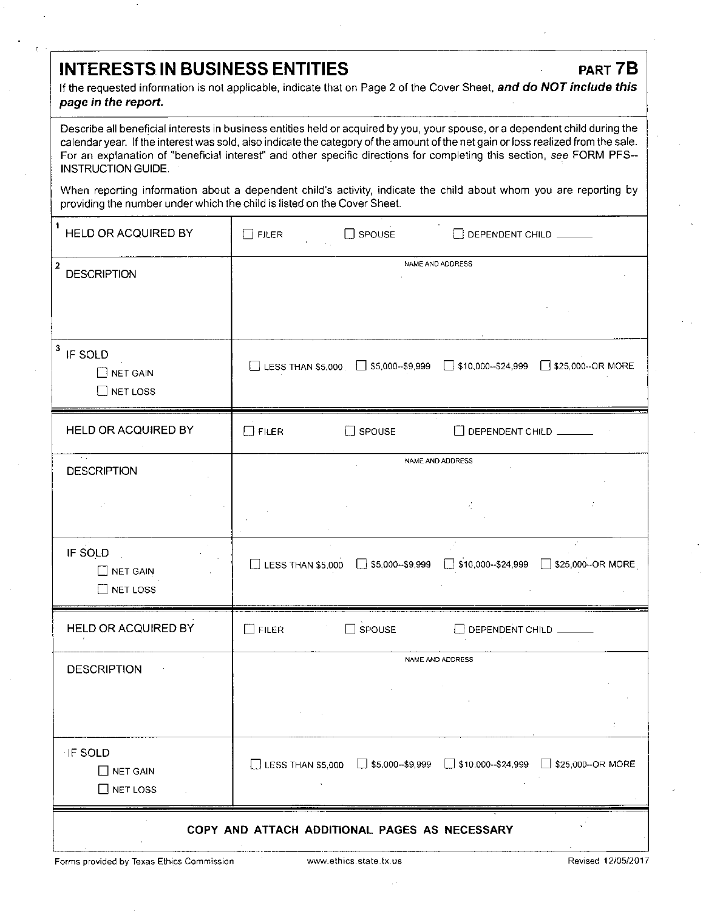# INTERESTS IN BUSINESS ENTITIES

**PART 7B**

If the requested information is not applicable, indicate that on Page 2 of the Cover Sheet, ***and do NOT include this page in the report.***

Describe all beneficial interests in business entities held or acquired by you, your spouse, or a dependent child during the calendar year. If the interest was sold, also indicate the category of the amount of the net gain or loss realized from the sale. For an explanation of "beneficial interest" and other specific directions for completing this section, *see* FORM PFS--INSTRUCTION GUIDE.

When reporting information about a dependent child's activity, indicate the child about whom you are reporting by providing the number under which the child is listed on the Cover Sheet.

| | |
|---|---|
| 1 HELD OR ACQUIRED BY | ☐ FILER ☐ SPOUSE ☐ DEPENDENT CHILD ______ |
| 2 DESCRIPTION | NAME AND ADDRESS |
| 3 IF SOLD<br>☐ NET GAIN<br>☐ NET LOSS | ☐ LESS THAN $5,000 ☐ $5,000--$9,999 ☐ $10,000--$24,999 ☐ $25,000--OR MORE |

| | |
|---|---|
| HELD OR ACQUIRED BY | ☐ FILER ☐ SPOUSE ☐ DEPENDENT CHILD ______ |
| DESCRIPTION | NAME AND ADDRESS |
| IF SOLD<br>☐ NET GAIN<br>☐ NET LOSS | ☐ LESS THAN $5,000 ☐ $5,000--$9,999 ☐ $10,000--$24,999 ☐ $25,000--OR MORE |

| | |
|---|---|
| HELD OR ACQUIRED BY | ☐ FILER ☐ SPOUSE ☐ DEPENDENT CHILD ______ |
| DESCRIPTION | NAME AND ADDRESS |
| IF SOLD<br>☐ NET GAIN<br>☐ NET LOSS | ☐ LESS THAN $5,000 ☐ $5,000--$9,999 ☐ $10,000--$24,999 ☐ $25,000--OR MORE |

**COPY AND ATTACH ADDITIONAL PAGES AS NECESSARY**

Forms provided by Texas Ethics Commission www.ethics.state.tx.us Revised 12/05/2017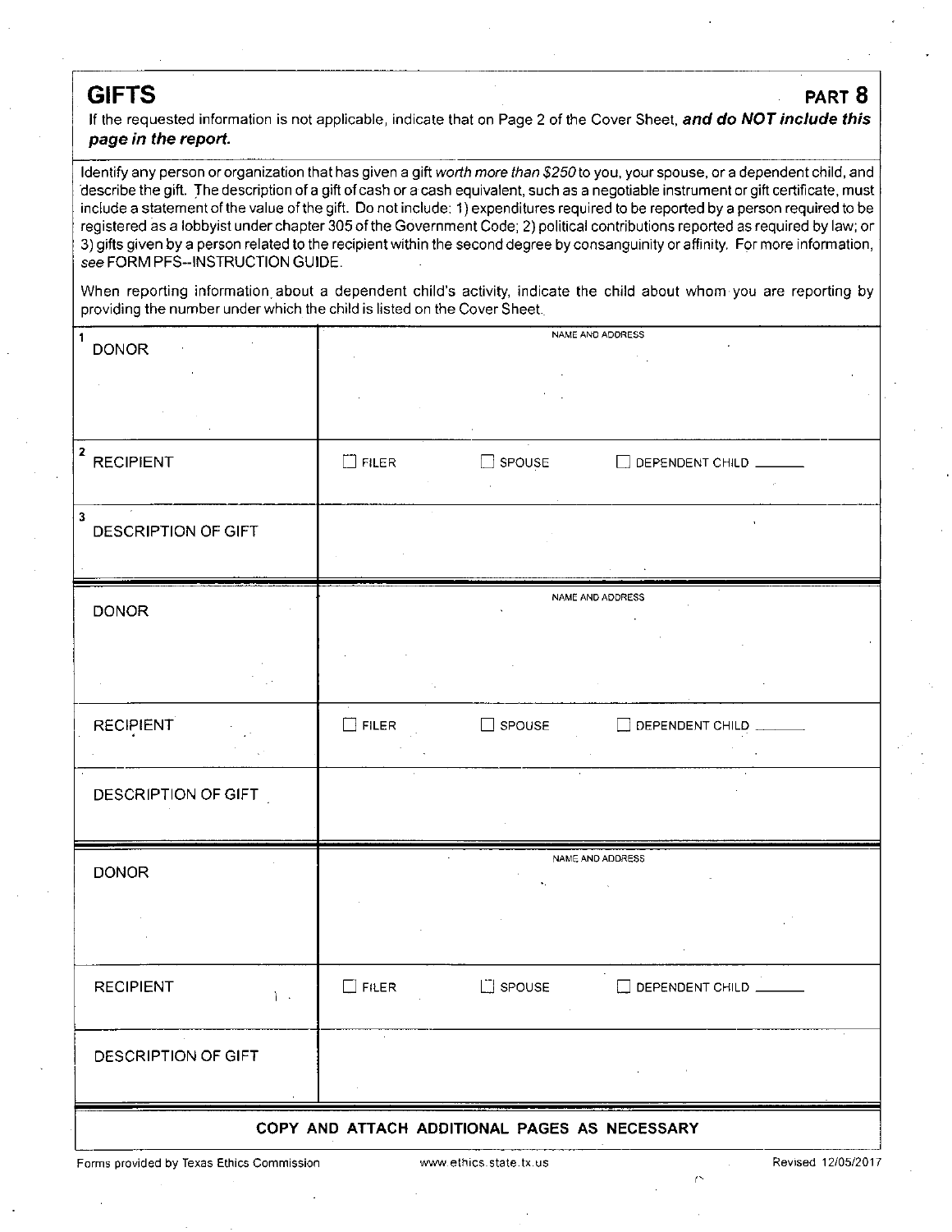## GIFTS

**PART 8**

If the requested information is not applicable, indicate that on Page 2 of the Cover Sheet, ***and do NOT include this page in the report.***

Identify any person or organization that has given a gift *worth more than $250* to you, your spouse, or a dependent child, and describe the gift. The description of a gift of cash or a cash equivalent, such as a negotiable instrument or gift certificate, must include a statement of the value of the gift. Do not include: 1) expenditures required to be reported by a person required to be registered as a lobbyist under chapter 305 of the Government Code; 2) political contributions reported as required by law; or 3) gifts given by a person related to the recipient within the second degree by consanguinity or affinity. For more information, *see* FORM PFS--INSTRUCTION GUIDE.

When reporting information about a dependent child's activity, indicate the child about whom you are reporting by providing the number under which the child is listed on the Cover Sheet.

| | |
|---|---|
| 1 DONOR | NAME AND ADDRESS |
| 2 RECIPIENT | ☐ FILER ☐ SPOUSE ☐ DEPENDENT CHILD ______ |
| 3 DESCRIPTION OF GIFT | |

| | |
|---|---|
| DONOR | NAME AND ADDRESS |
| RECIPIENT | ☐ FILER ☐ SPOUSE ☐ DEPENDENT CHILD ______ |
| DESCRIPTION OF GIFT | |

| | |
|---|---|
| DONOR | NAME AND ADDRESS |
| RECIPIENT | ☐ FILER ☐ SPOUSE ☐ DEPENDENT CHILD ______ |
| DESCRIPTION OF GIFT | |

**COPY AND ATTACH ADDITIONAL PAGES AS NECESSARY**

Forms provided by Texas Ethics Commission www.ethics.state.tx.us Revised 12/05/2017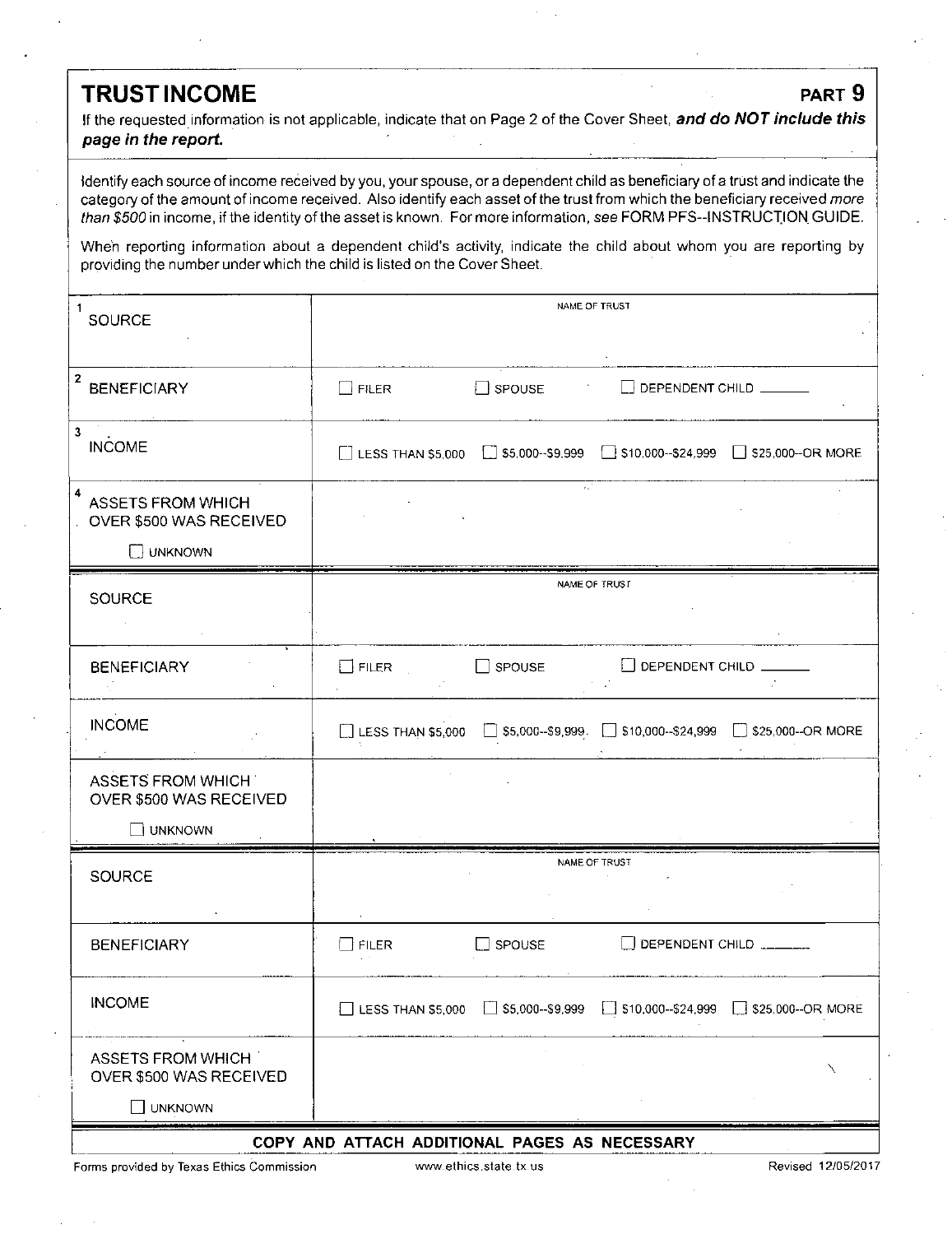# TRUST INCOME

**PART 9**

If the requested information is not applicable, indicate that on Page 2 of the Cover Sheet, ***and do NOT include this page in the report.***

Identify each source of income received by you, your spouse, or a dependent child as beneficiary of a trust and indicate the category of the amount of income received. Also identify each asset of the trust from which the beneficiary received *more than $500* in income, if the identity of the asset is known. For more information, *see* FORM PFS--INSTRUCTION GUIDE.

When reporting information about a dependent child's activity, indicate the child about whom you are reporting by providing the number under which the child is listed on the Cover Sheet.

| | |
|---|---|
| 1 SOURCE | NAME OF TRUST |
| 2 BENEFICIARY | ☐ FILER ☐ SPOUSE ☐ DEPENDENT CHILD ______ |
| 3 INCOME | ☐ LESS THAN $5,000 ☐ $5,000--$9,999 ☐ $10,000--$24,999 ☐ $25,000--OR MORE |
| 4 ASSETS FROM WHICH OVER $500 WAS RECEIVED ☐ UNKNOWN | |
| SOURCE | NAME OF TRUST |
| BENEFICIARY | ☐ FILER ☐ SPOUSE ☐ DEPENDENT CHILD ______ |
| INCOME | ☐ LESS THAN $5,000 ☐ $5,000--$9,999 ☐ $10,000--$24,999 ☐ $25,000--OR MORE |
| ASSETS FROM WHICH OVER $500 WAS RECEIVED ☐ UNKNOWN | |
| SOURCE | NAME OF TRUST |
| BENEFICIARY | ☐ FILER ☐ SPOUSE ☐ DEPENDENT CHILD ______ |
| INCOME | ☐ LESS THAN $5,000 ☐ $5,000--$9,999 ☐ $10,000--$24,999 ☐ $25,000--OR MORE |
| ASSETS FROM WHICH OVER $500 WAS RECEIVED ☐ UNKNOWN | |

**COPY AND ATTACH ADDITIONAL PAGES AS NECESSARY**

Forms provided by Texas Ethics Commission www.ethics.state.tx.us Revised 12/05/2017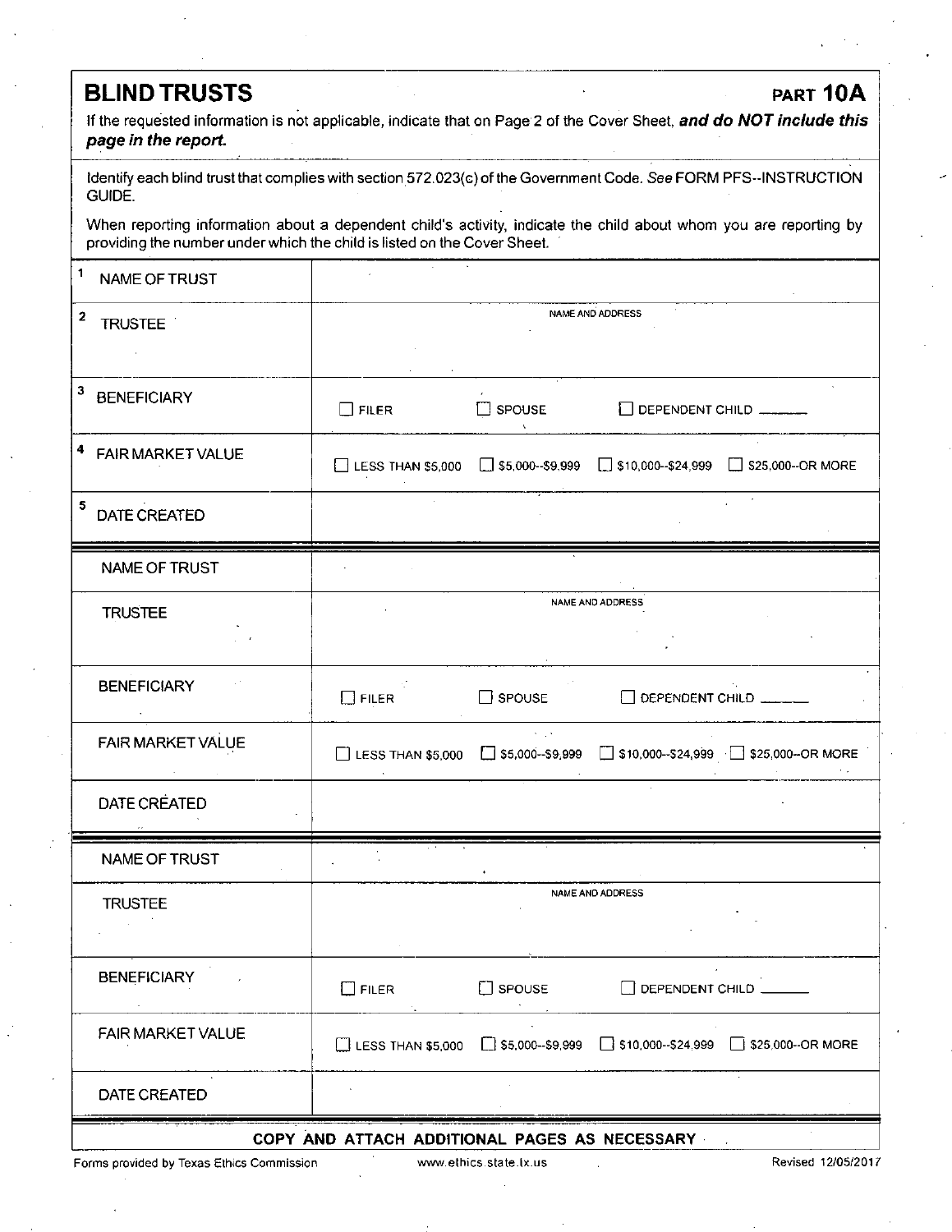# BLIND TRUSTS

**PART 10A**

If the requested information is not applicable, indicate that on Page 2 of the Cover Sheet, ***and do NOT include this page in the report.***

Identify each blind trust that complies with section 572.023(c) of the Government Code. *See* FORM PFS--INSTRUCTION GUIDE.

When reporting information about a dependent child's activity, indicate the child about whom you are reporting by providing the number under which the child is listed on the Cover Sheet.

| | |
|---|---|
| 1 NAME OF TRUST | |
| 2 TRUSTEE | NAME AND ADDRESS |
| 3 BENEFICIARY | ☐ FILER ☐ SPOUSE ☐ DEPENDENT CHILD ______ |
| 4 FAIR MARKET VALUE | ☐ LESS THAN $5,000 ☐ $5,000--$9,999 ☐ $10,000--$24,999 ☐ $25,000--OR MORE |
| 5 DATE CREATED | |

| | |
|---|---|
| NAME OF TRUST | |
| TRUSTEE | NAME AND ADDRESS |
| BENEFICIARY | ☐ FILER ☐ SPOUSE ☐ DEPENDENT CHILD ______ |
| FAIR MARKET VALUE | ☐ LESS THAN $5,000 ☐ $5,000--$9,999 ☐ $10,000--$24,999 ☐ $25,000--OR MORE |
| DATE CREATED | |

| | |
|---|---|
| NAME OF TRUST | |
| TRUSTEE | NAME AND ADDRESS |
| BENEFICIARY | ☐ FILER ☐ SPOUSE ☐ DEPENDENT CHILD ______ |
| FAIR MARKET VALUE | ☐ LESS THAN $5,000 ☐ $5,000--$9,999 ☐ $10,000--$24,999 ☐ $25,000--OR MORE |
| DATE CREATED | |

**COPY AND ATTACH ADDITIONAL PAGES AS NECESSARY**

Forms provided by Texas Ethics Commission www.ethics.state.tx.us Revised 12/05/2017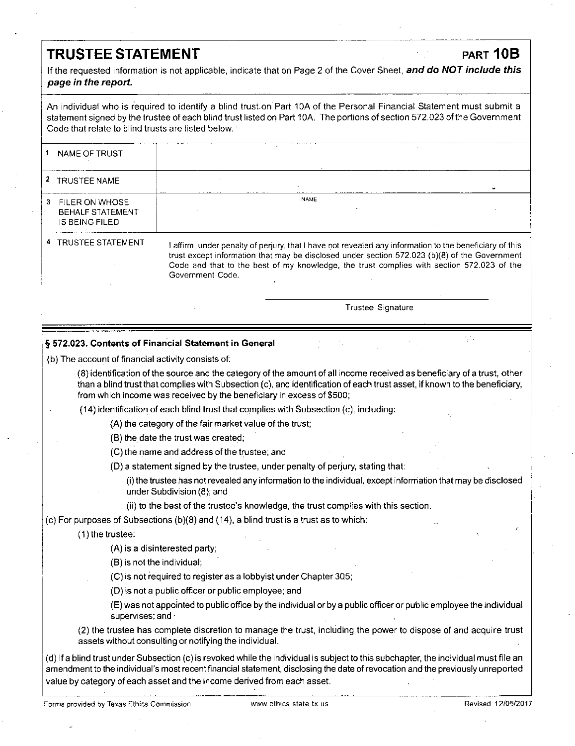# TRUSTEE STATEMENT

**PART 10B**

If the requested information is not applicable, indicate that on Page 2 of the Cover Sheet, ***and do NOT include this page in the report.***

An individual who is required to identify a blind trust on Part 10A of the Personal Financial Statement must submit a statement signed by the trustee of each blind trust listed on Part 10A. The portions of section 572.023 of the Government Code that relate to blind trusts are listed below.

| | |
|---|---|
| 1 NAME OF TRUST | |
| 2 TRUSTEE NAME | |
| 3 FILER ON WHOSE BEHALF STATEMENT IS BEING FILED | NAME |
| 4 TRUSTEE STATEMENT | I affirm, under penalty of perjury, that I have not revealed any information to the beneficiary of this trust except information that may be disclosed under section 572.023 (b)(8) of the Government Code and that to the best of my knowledge, the trust complies with section 572.023 of the Government Code.<br><br>\_\_\_\_\_\_\_\_\_\_\_\_\_\_\_\_\_\_\_\_\_\_\_\_\_\_\_\_\_\_<br>Trustee Signature |

**§ 572.023. Contents of Financial Statement in General**

(b) The account of financial activity consists of:

(8) identification of the source and the category of the amount of all income received as beneficiary of a trust, other than a blind trust that complies with Subsection (c), and identification of each trust asset, if known to the beneficiary, from which income was received by the beneficiary in excess of $500;

(14) identification of each blind trust that complies with Subsection (c), including:

(A) the category of the fair market value of the trust;

(B) the date the trust was created;

(C) the name and address of the trustee; and

(D) a statement signed by the trustee, under penalty of perjury, stating that:

(i) the trustee has not revealed any information to the individual, except information that may be disclosed under Subdivision (8); and

(ii) to the best of the trustee's knowledge, the trust complies with this section.

(c) For purposes of Subsections (b)(8) and (14), a blind trust is a trust as to which:

(1) the trustee:

(A) is a disinterested party;

(B) is not the individual;

(C) is not required to register as a lobbyist under Chapter 305;

(D) is not a public officer or public employee; and

(E) was not appointed to public office by the individual or by a public officer or public employee the individual supervises; and

(2) the trustee has complete discretion to manage the trust, including the power to dispose of and acquire trust assets without consulting or notifying the individual.

(d) If a blind trust under Subsection (c) is revoked while the individual is subject to this subchapter, the individual must file an amendment to the individual's most recent financial statement, disclosing the date of revocation and the previously unreported value by category of each asset and the income derived from each asset.

Forms provided by Texas Ethics Commission www.ethics.state.tx.us Revised 12/05/2017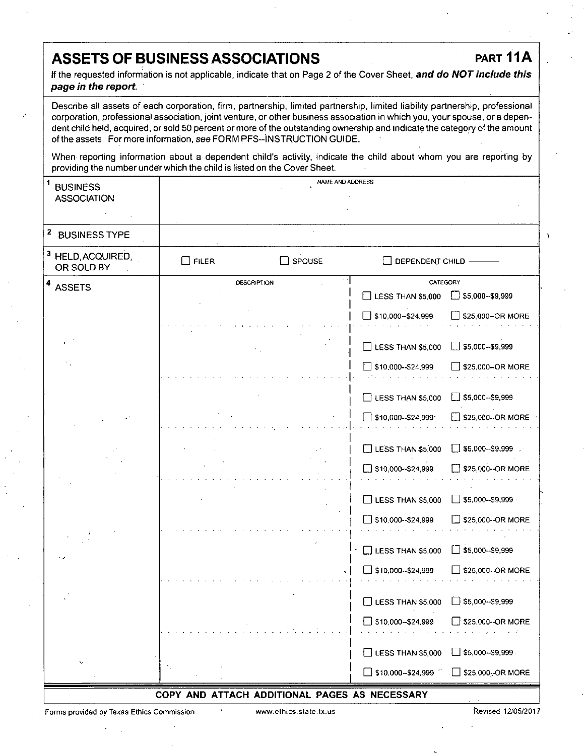# ASSETS OF BUSINESS ASSOCIATIONS

**PART 11A**

If the requested information is not applicable, indicate that on Page 2 of the Cover Sheet, ***and do NOT include this page in the report.***

Describe all assets of each corporation, firm, partnership, limited partnership, limited liability partnership, professional corporation, professional association, joint venture, or other business association in which you, your spouse, or a dependent child held, acquired, or sold 50 percent or more of the outstanding ownership and indicate the category of the amount of the assets. For more information, *see* FORM PFS--INSTRUCTION GUIDE.

When reporting information about a dependent child's activity, indicate the child about whom you are reporting by providing the number under which the child is listed on the Cover Sheet.

| | | |
|---|---|---|
| 1 BUSINESS ASSOCIATION | NAME AND ADDRESS | |
| 2 BUSINESS TYPE | | |
| 3 HELD, ACQUIRED, OR SOLD BY | ☐ FILER ☐ SPOUSE ☐ DEPENDENT CHILD ______ | |
| 4 ASSETS | DESCRIPTION | CATEGORY |
| | | ☐ LESS THAN $5,000 ☐ $5,000--$9,999 ☐ $10,000--$24,999 ☐ $25,000--OR MORE |
| | | ☐ LESS THAN $5,000 ☐ $5,000--$9,999 ☐ $10,000--$24,999 ☐ $25,000--OR MORE |
| | | ☐ LESS THAN $5,000 ☐ $5,000--$9,999 ☐ $10,000--$24,999 ☐ $25,000--OR MORE |
| | | ☐ LESS THAN $5,000 ☐ $5,000--$9,999 ☐ $10,000--$24,999 ☐ $25,000--OR MORE |
| | | ☐ LESS THAN $5,000 ☐ $5,000--$9,999 ☐ $10,000--$24,999 ☐ $25,000--OR MORE |
| | | ☐ LESS THAN $5,000 ☐ $5,000--$9,999 ☐ $10,000--$24,999 ☐ $25,000--OR MORE |
| | | ☐ LESS THAN $5,000 ☐ $5,000--$9,999 ☐ $10,000--$24,999 ☐ $25,000--OR MORE |
| | | ☐ LESS THAN $5,000 ☐ $5,000--$9,999 ☐ $10,000--$24,999 ☐ $25,000--OR MORE |

**COPY AND ATTACH ADDITIONAL PAGES AS NECESSARY**

Forms provided by Texas Ethics Commission    www.ethics.state.tx.us    Revised 12/05/2017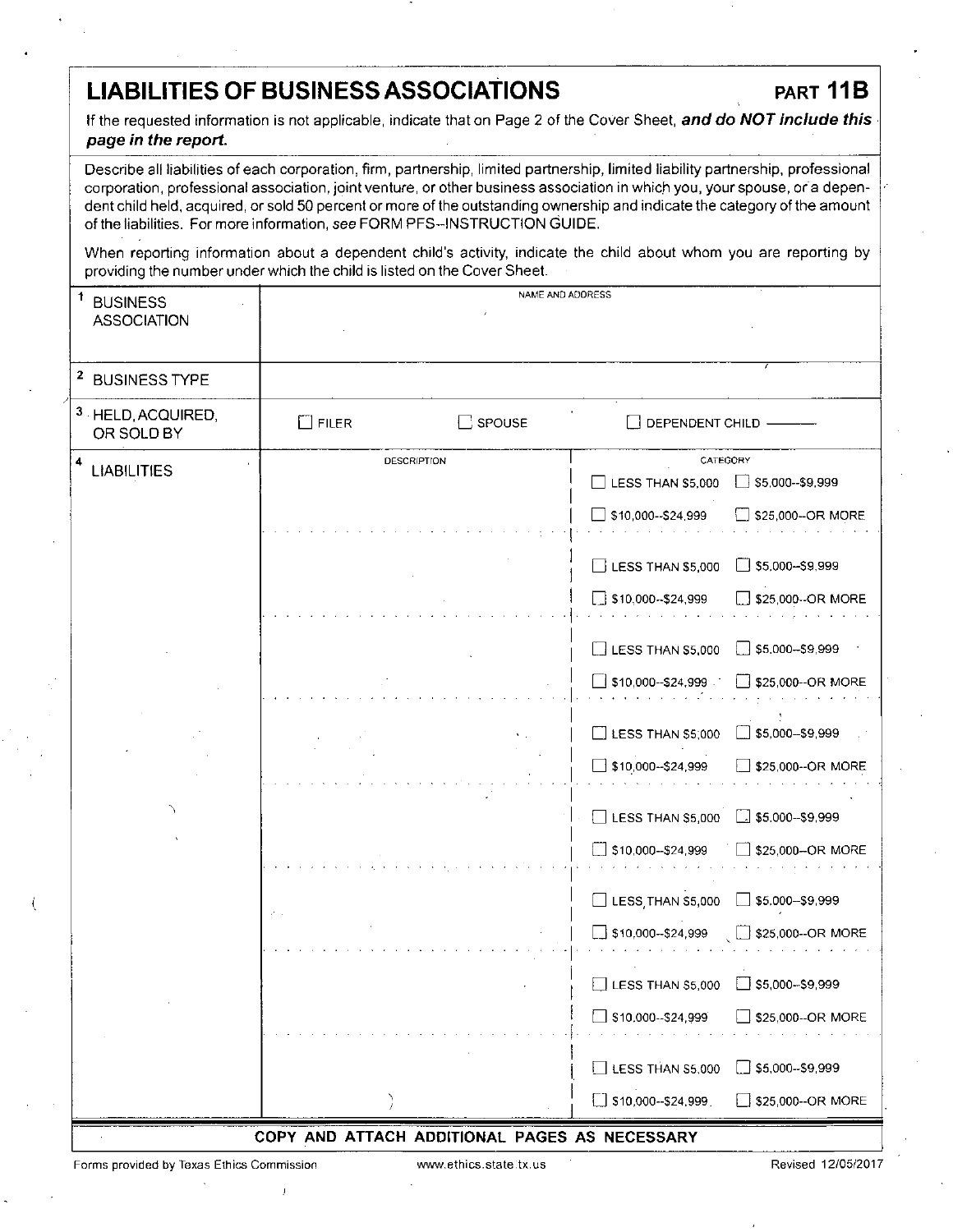# LIABILITIES OF BUSINESS ASSOCIATIONS

**PART 11B**

If the requested information is not applicable, indicate that on Page 2 of the Cover Sheet, ***and do NOT include this page in the report.***

Describe all liabilities of each corporation, firm, partnership, limited partnership, limited liability partnership, professional corporation, professional association, joint venture, or other business association in which you, your spouse, or a dependent child held, acquired, or sold 50 percent or more of the outstanding ownership and indicate the category of the amount of the liabilities. For more information, *see* FORM PFS--INSTRUCTION GUIDE.

When reporting information about a dependent child's activity, indicate the child about whom you are reporting by providing the number under which the child is listed on the Cover Sheet.

| | | |
|---|---|---|
| 1 BUSINESS ASSOCIATION | NAME AND ADDRESS | |
| 2 BUSINESS TYPE | | |
| 3 HELD, ACQUIRED, OR SOLD BY | ☐ FILER ☐ SPOUSE | ☐ DEPENDENT CHILD ——— |
| 4 LIABILITIES | DESCRIPTION | CATEGORY |
| | | ☐ LESS THAN $5,000 ☐ $5,000--$9,999 ☐ $10,000--$24,999 ☐ $25,000--OR MORE |
| | | ☐ LESS THAN $5,000 ☐ $5,000--$9,999 ☐ $10,000--$24,999 ☐ $25,000--OR MORE |
| | | ☐ LESS THAN $5,000 ☐ $5,000--$9,999 ☐ $10,000--$24,999 ☐ $25,000--OR MORE |
| | | ☐ LESS THAN $5,000 ☐ $5,000--$9,999 ☐ $10,000--$24,999 ☐ $25,000--OR MORE |
| | | ☐ LESS THAN $5,000 ☐ $5,000--$9,999 ☐ $10,000--$24,999 ☐ $25,000--OR MORE |
| | | ☐ LESS THAN $5,000 ☐ $5,000--$9,999 ☐ $10,000--$24,999 ☐ $25,000--OR MORE |
| | | ☐ LESS THAN $5,000 ☐ $5,000--$9,999 ☐ $10,000--$24,999 ☐ $25,000--OR MORE |
| | | ☐ LESS THAN $5,000 ☐ $5,000--$9,999 ☐ $10,000--$24,999 ☐ $25,000--OR MORE |

**COPY AND ATTACH ADDITIONAL PAGES AS NECESSARY**

Forms provided by Texas Ethics Commission www.ethics.state.tx.us Revised 12/05/2017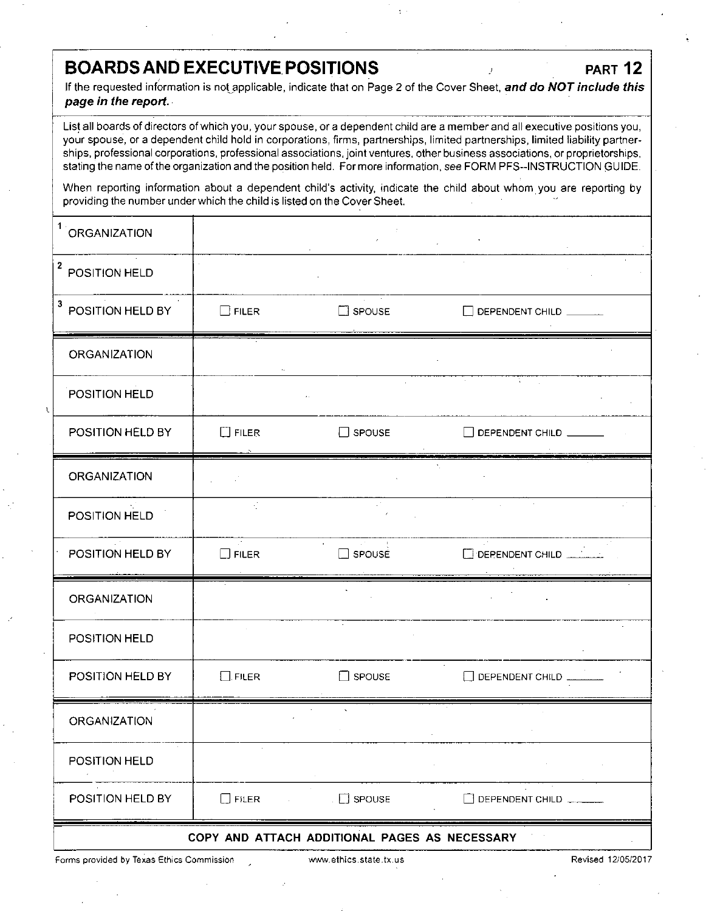# BOARDS AND EXECUTIVE POSITIONS

**PART 12**

If the requested information is not applicable, indicate that on Page 2 of the Cover Sheet, ***and do NOT include this page in the report.***

List all boards of directors of which you, your spouse, or a dependent child are a member and all executive positions you, your spouse, or a dependent child hold in corporations, firms, partnerships, limited partnerships, limited liability partnerships, professional corporations, professional associations, joint ventures, other business associations, or proprietorships, stating the name of the organization and the position held. For more information, *see* FORM PFS--INSTRUCTION GUIDE.

When reporting information about a dependent child's activity, indicate the child about whom you are reporting by providing the number under which the child is listed on the Cover Sheet.

| | | | |
|---|---|---|---|
| 1 ORGANIZATION | | | |
| 2 POSITION HELD | | | |
| 3 POSITION HELD BY | ☐ FILER | ☐ SPOUSE | ☐ DEPENDENT CHILD ______ |
| ORGANIZATION | | | |
| POSITION HELD | | | |
| POSITION HELD BY | ☐ FILER | ☐ SPOUSE | ☐ DEPENDENT CHILD ______ |
| ORGANIZATION | | | |
| POSITION HELD | | | |
| POSITION HELD BY | ☐ FILER | ☐ SPOUSE | ☐ DEPENDENT CHILD ______ |
| ORGANIZATION | | | |
| POSITION HELD | | | |
| POSITION HELD BY | ☐ FILER | ☐ SPOUSE | ☐ DEPENDENT CHILD ______ |
| ORGANIZATION | | | |
| POSITION HELD | | | |
| POSITION HELD BY | ☐ FILER | ☐ SPOUSE | ☐ DEPENDENT CHILD ______ |

**COPY AND ATTACH ADDITIONAL PAGES AS NECESSARY**

Forms provided by Texas Ethics Commission www.ethics.state.tx.us Revised 12/05/2017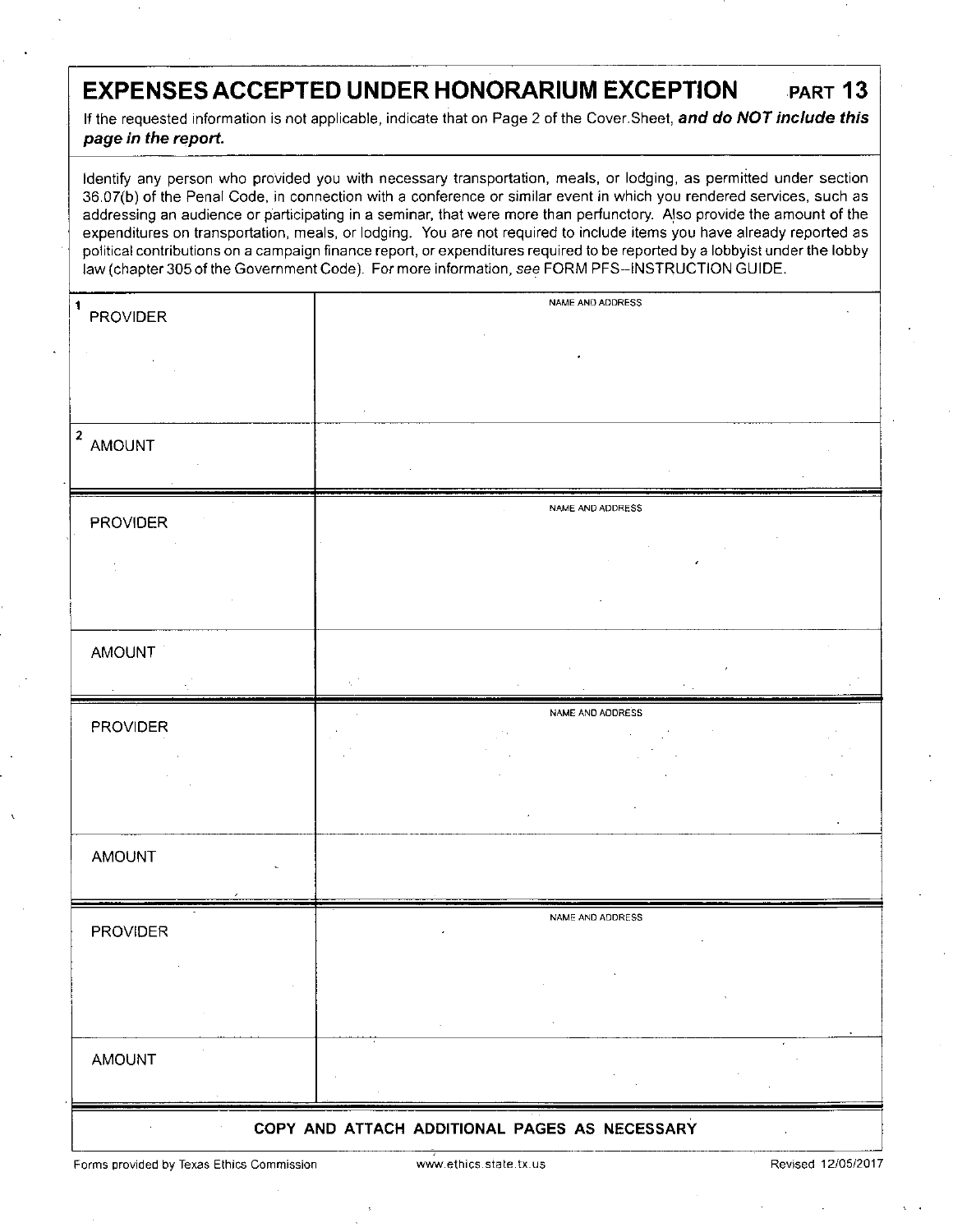# EXPENSES ACCEPTED UNDER HONORARIUM EXCEPTION — PART 13

If the requested information is not applicable, indicate that on Page 2 of the Cover Sheet, ***and do NOT include this page in the report.***

Identify any person who provided you with necessary transportation, meals, or lodging, as permitted under section 36.07(b) of the Penal Code, in connection with a conference or similar event in which you rendered services, such as addressing an audience or participating in a seminar, that were more than perfunctory. Also provide the amount of the expenditures on transportation, meals, or lodging. You are not required to include items you have already reported as political contributions on a campaign finance report, or expenditures required to be reported by a lobbyist under the lobby law (chapter 305 of the Government Code). For more information, *see* FORM PFS–INSTRUCTION GUIDE.

| | NAME AND ADDRESS |
|---|---|
| 1 PROVIDER | |
| 2 AMOUNT | |
| PROVIDER | |
| AMOUNT | |
| PROVIDER | |
| AMOUNT | |
| PROVIDER | |
| AMOUNT | |

**COPY AND ATTACH ADDITIONAL PAGES AS NECESSARY**

Forms provided by Texas Ethics Commission www.ethics.state.tx.us Revised 12/05/2017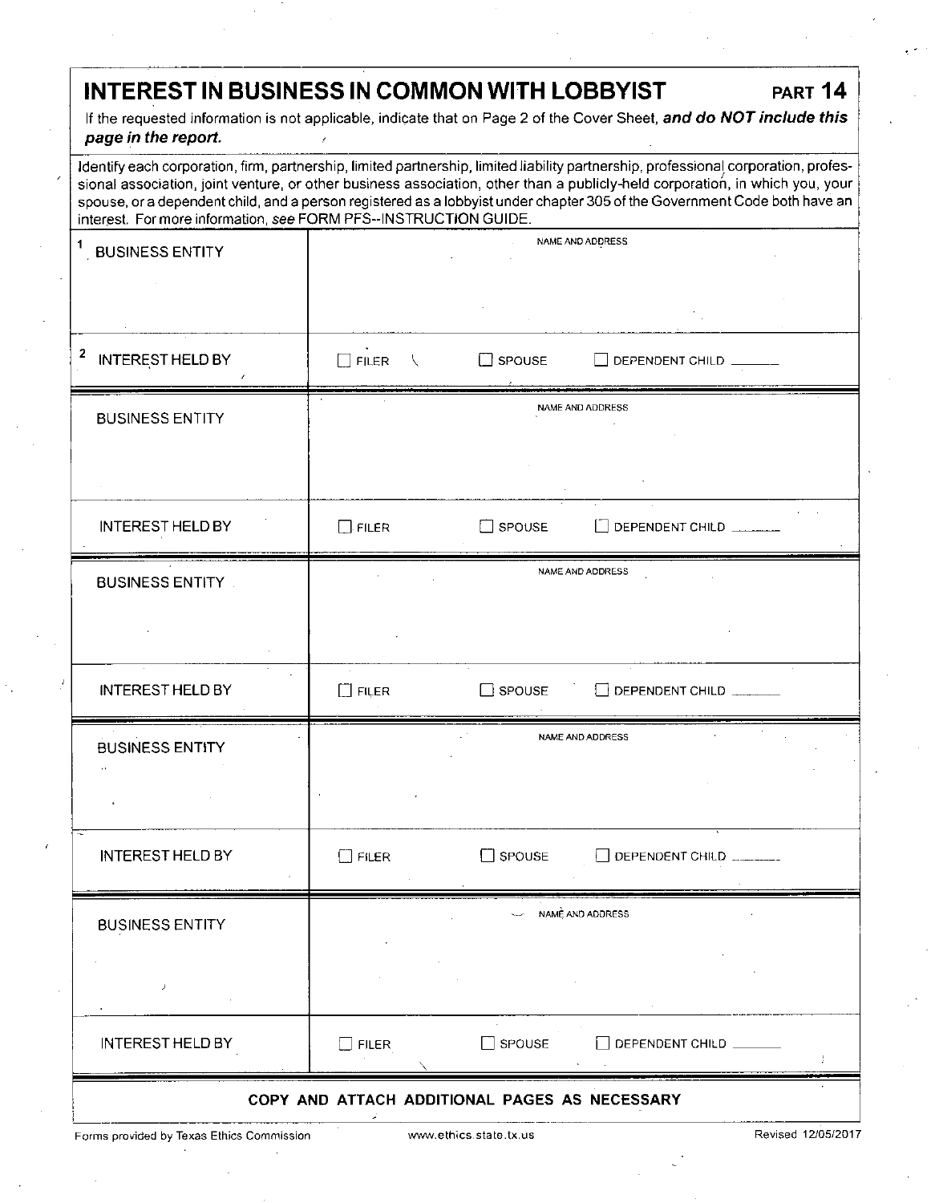# INTEREST IN BUSINESS IN COMMON WITH LOBBYIST

**PART 14**

If the requested information is not applicable, indicate that on Page 2 of the Cover Sheet, ***and do NOT include this page in the report.***

Identify each corporation, firm, partnership, limited partnership, limited liability partnership, professional corporation, professional association, joint venture, or other business association, other than a publicly-held corporation, in which you, your spouse, or a dependent child, and a person registered as a lobbyist under chapter 305 of the Government Code both have an interest. For more information, *see* FORM PFS--INSTRUCTION GUIDE.

| | |
|---|---|
| 1 BUSINESS ENTITY | NAME AND ADDRESS |
| 2 INTEREST HELD BY | ☐ FILER ☐ SPOUSE ☐ DEPENDENT CHILD ______ |
| BUSINESS ENTITY | NAME AND ADDRESS |
| INTEREST HELD BY | ☐ FILER ☐ SPOUSE ☐ DEPENDENT CHILD ______ |
| BUSINESS ENTITY | NAME AND ADDRESS |
| INTEREST HELD BY | ☐ FILER ☐ SPOUSE ☐ DEPENDENT CHILD ______ |
| BUSINESS ENTITY | NAME AND ADDRESS |
| INTEREST HELD BY | ☐ FILER ☐ SPOUSE ☐ DEPENDENT CHILD ______ |
| BUSINESS ENTITY | NAME AND ADDRESS |
| INTEREST HELD BY | ☐ FILER ☐ SPOUSE ☐ DEPENDENT CHILD ______ |

**COPY AND ATTACH ADDITIONAL PAGES AS NECESSARY**

Forms provided by Texas Ethics Commission www.ethics.state.tx.us Revised 12/05/2017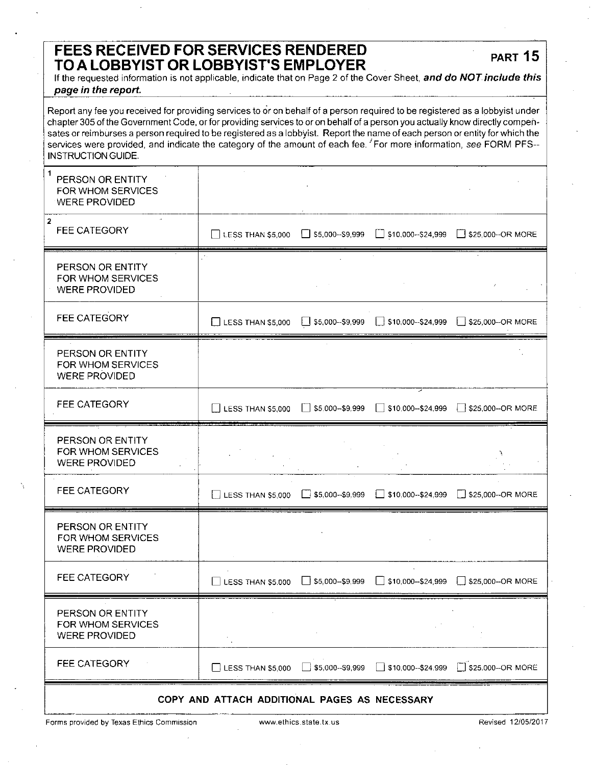# FEES RECEIVED FOR SERVICES RENDERED TO A LOBBYIST OR LOBBYIST'S EMPLOYER

**PART 15**

If the requested information is not applicable, indicate that on Page 2 of the Cover Sheet, ***and do NOT include this page in the report.***

Report any fee you received for providing services to or on behalf of a person required to be registered as a lobbyist under chapter 305 of the Government Code, or for providing services to or on behalf of a person you actually know directly compensates or reimburses a person required to be registered as a lobbyist. Report the name of each person or entity for which the services were provided, and indicate the category of the amount of each fee. For more information, *see* FORM PFS--INSTRUCTION GUIDE.

| | |
|---|---|
| 1 PERSON OR ENTITY FOR WHOM SERVICES WERE PROVIDED | |
| 2 FEE CATEGORY | ☐ LESS THAN $5,000 ☐ $5,000--$9,999 ☐ $10,000--$24,999 ☐ $25,000--OR MORE |
| PERSON OR ENTITY FOR WHOM SERVICES WERE PROVIDED | |
| FEE CATEGORY | ☐ LESS THAN $5,000 ☐ $5,000--$9,999 ☐ $10,000--$24,999 ☐ $25,000--OR MORE |
| PERSON OR ENTITY FOR WHOM SERVICES WERE PROVIDED | |
| FEE CATEGORY | ☐ LESS THAN $5,000 ☐ $5,000--$9,999 ☐ $10,000--$24,999 ☐ $25,000--OR MORE |
| PERSON OR ENTITY FOR WHOM SERVICES WERE PROVIDED | |
| FEE CATEGORY | ☐ LESS THAN $5,000 ☐ $5,000--$9,999 ☐ $10,000--$24,999 ☐ $25,000--OR MORE |
| PERSON OR ENTITY FOR WHOM SERVICES WERE PROVIDED | |
| FEE CATEGORY | ☐ LESS THAN $5,000 ☐ $5,000--$9,999 ☐ $10,000--$24,999 ☐ $25,000--OR MORE |
| PERSON OR ENTITY FOR WHOM SERVICES WERE PROVIDED | |
| FEE CATEGORY | ☐ LESS THAN $5,000 ☐ $5,000--$9,999 ☐ $10,000--$24,999 ☐ $25,000--OR MORE |

**COPY AND ATTACH ADDITIONAL PAGES AS NECESSARY**

Forms provided by Texas Ethics Commission www.ethics.state.tx.us Revised 12/05/2017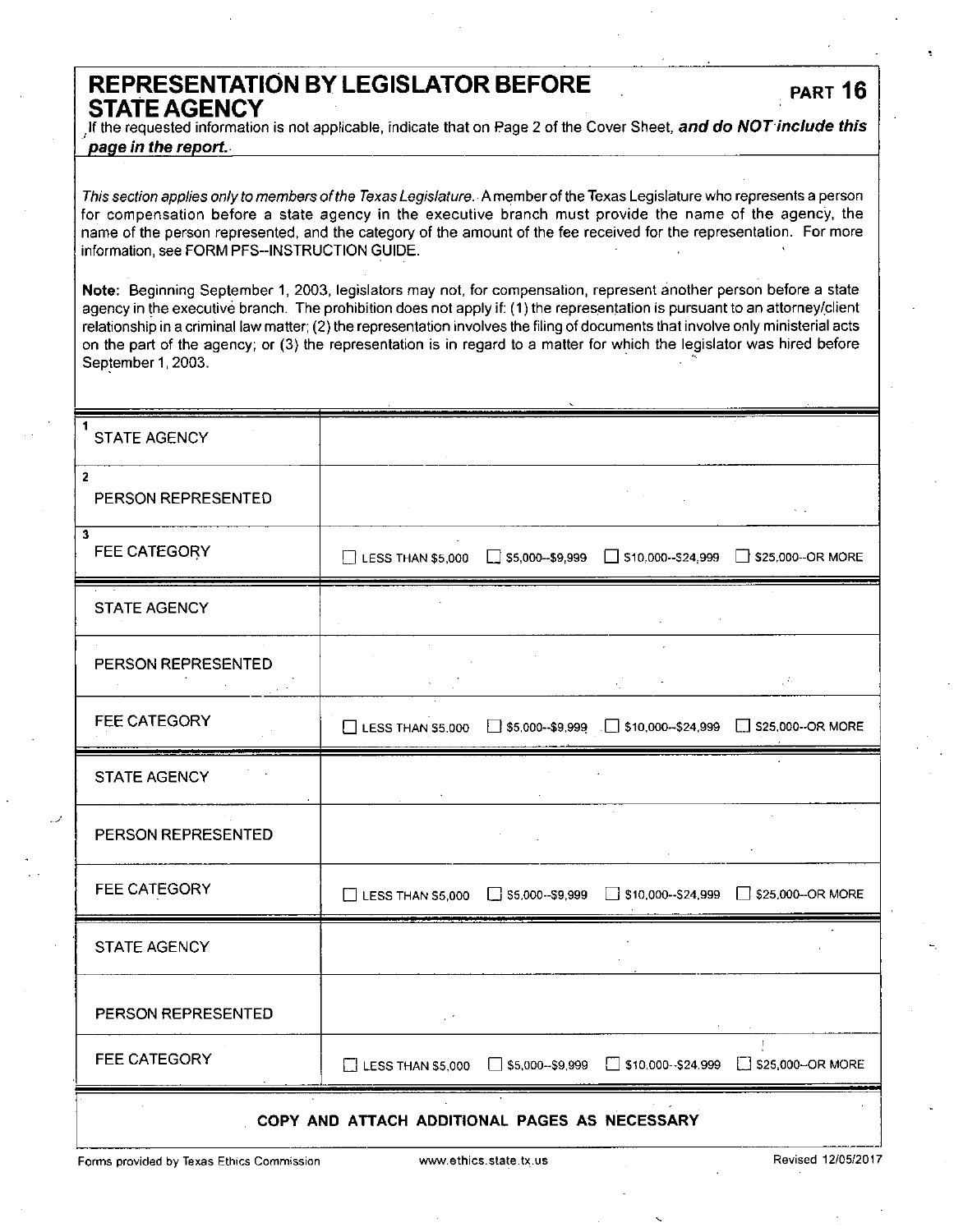# REPRESENTATION BY LEGISLATOR BEFORE STATE AGENCY

**PART 16**

If the requested information is not applicable, indicate that on Page 2 of the Cover Sheet, ***and do NOT include this page in the report.***

*This section applies only to members of the Texas Legislature.* A member of the Texas Legislature who represents a person for compensation before a state agency in the executive branch must provide the name of the agency, the name of the person represented, and the category of the amount of the fee received for the representation. For more information, see FORM PFS--INSTRUCTION GUIDE.

**Note:** Beginning September 1, 2003, legislators may not, for compensation, represent another person before a state agency in the executive branch. The prohibition does not apply if: (1) the representation is pursuant to an attorney/client relationship in a criminal law matter; (2) the representation involves the filing of documents that involve only ministerial acts on the part of the agency; or (3) the representation is in regard to a matter for which the legislator was hired before September 1, 2003.

| | |
|---|---|
| 1 STATE AGENCY | |
| 2 PERSON REPRESENTED | |
| 3 FEE CATEGORY | ☐ LESS THAN $5,000 ☐ $5,000--$9,999 ☐ $10,000--$24,999 ☐ $25,000--OR MORE |
| STATE AGENCY | |
| PERSON REPRESENTED | |
| FEE CATEGORY | ☐ LESS THAN $5,000 ☐ $5,000--$9,999 ☐ $10,000--$24,999 ☐ $25,000--OR MORE |
| STATE AGENCY | |
| PERSON REPRESENTED | |
| FEE CATEGORY | ☐ LESS THAN $5,000 ☐ $5,000--$9,999 ☐ $10,000--$24,999 ☐ $25,000--OR MORE |
| STATE AGENCY | |
| PERSON REPRESENTED | |
| FEE CATEGORY | ☐ LESS THAN $5,000 ☐ $5,000--$9,999 ☐ $10,000--$24,999 ☐ $25,000--OR MORE |

**COPY AND ATTACH ADDITIONAL PAGES AS NECESSARY**

Forms provided by Texas Ethics Commission www.ethics.state.tx.us Revised 12/05/2017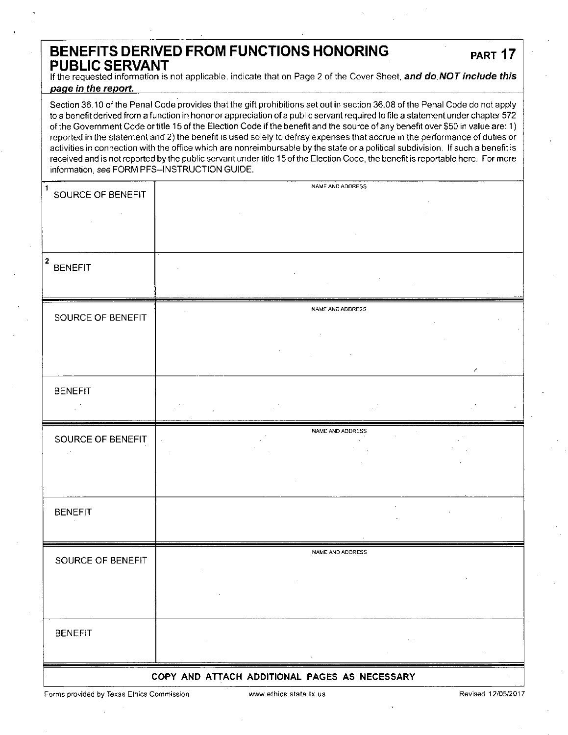# BENEFITS DERIVED FROM FUNCTIONS HONORING PUBLIC SERVANT

**PART 17**

If the requested information is not applicable, indicate that on Page 2 of the Cover Sheet, ***and do NOT include this page in the report.***

Section 36.10 of the Penal Code provides that the gift prohibitions set out in section 36.08 of the Penal Code do not apply to a benefit derived from a function in honor or appreciation of a public servant required to file a statement under chapter 572 of the Government Code or title 15 of the Election Code if the benefit and the source of any benefit over $50 in value are: 1) reported in the statement and 2) the benefit is used solely to defray expenses that accrue in the performance of duties or activities in connection with the office which are nonreimbursable by the state or a political subdivision. If such a benefit is received and is not reported by the public servant under title 15 of the Election Code, the benefit is reportable here. For more information, *see* FORM PFS–INSTRUCTION GUIDE.

| | |
|---|---|
| 1 SOURCE OF BENEFIT | NAME AND ADDRESS |
| 2 BENEFIT | |
| SOURCE OF BENEFIT | NAME AND ADDRESS |
| BENEFIT | |
| SOURCE OF BENEFIT | NAME AND ADDRESS |
| BENEFIT | |
| SOURCE OF BENEFIT | NAME AND ADDRESS |
| BENEFIT | |

**COPY AND ATTACH ADDITIONAL PAGES AS NECESSARY**

Forms provided by Texas Ethics Commission www.ethics.state.tx.us Revised 12/05/2017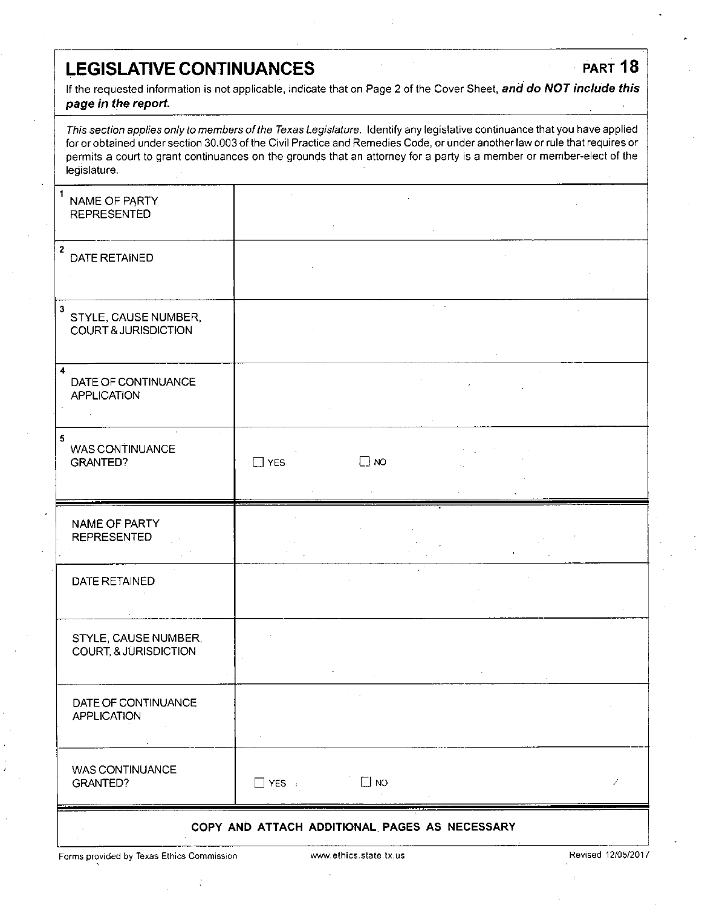# LEGISLATIVE CONTINUANCES

**PART 18**

If the requested information is not applicable, indicate that on Page 2 of the Cover Sheet, ***and do NOT include this page in the report.***

*This section applies only to members of the Texas Legislature.* Identify any legislative continuance that you have applied for or obtained under section 30.003 of the Civil Practice and Remedies Code, or under another law or rule that requires or permits a court to grant continuances on the grounds that an attorney for a party is a member or member-elect of the legislature.

| | |
|---|---|
| 1 NAME OF PARTY REPRESENTED | |
| 2 DATE RETAINED | |
| 3 STYLE, CAUSE NUMBER, COURT & JURISDICTION | |
| 4 DATE OF CONTINUANCE APPLICATION | |
| 5 WAS CONTINUANCE GRANTED? | ☐ YES ☐ NO |

| | |
|---|---|
| NAME OF PARTY REPRESENTED | |
| DATE RETAINED | |
| STYLE, CAUSE NUMBER, COURT, & JURISDICTION | |
| DATE OF CONTINUANCE APPLICATION | |
| WAS CONTINUANCE GRANTED? | ☐ YES ☐ NO |

**COPY AND ATTACH ADDITIONAL PAGES AS NECESSARY**

Forms provided by Texas Ethics Commission www.ethics.state.tx.us Revised 12/05/2017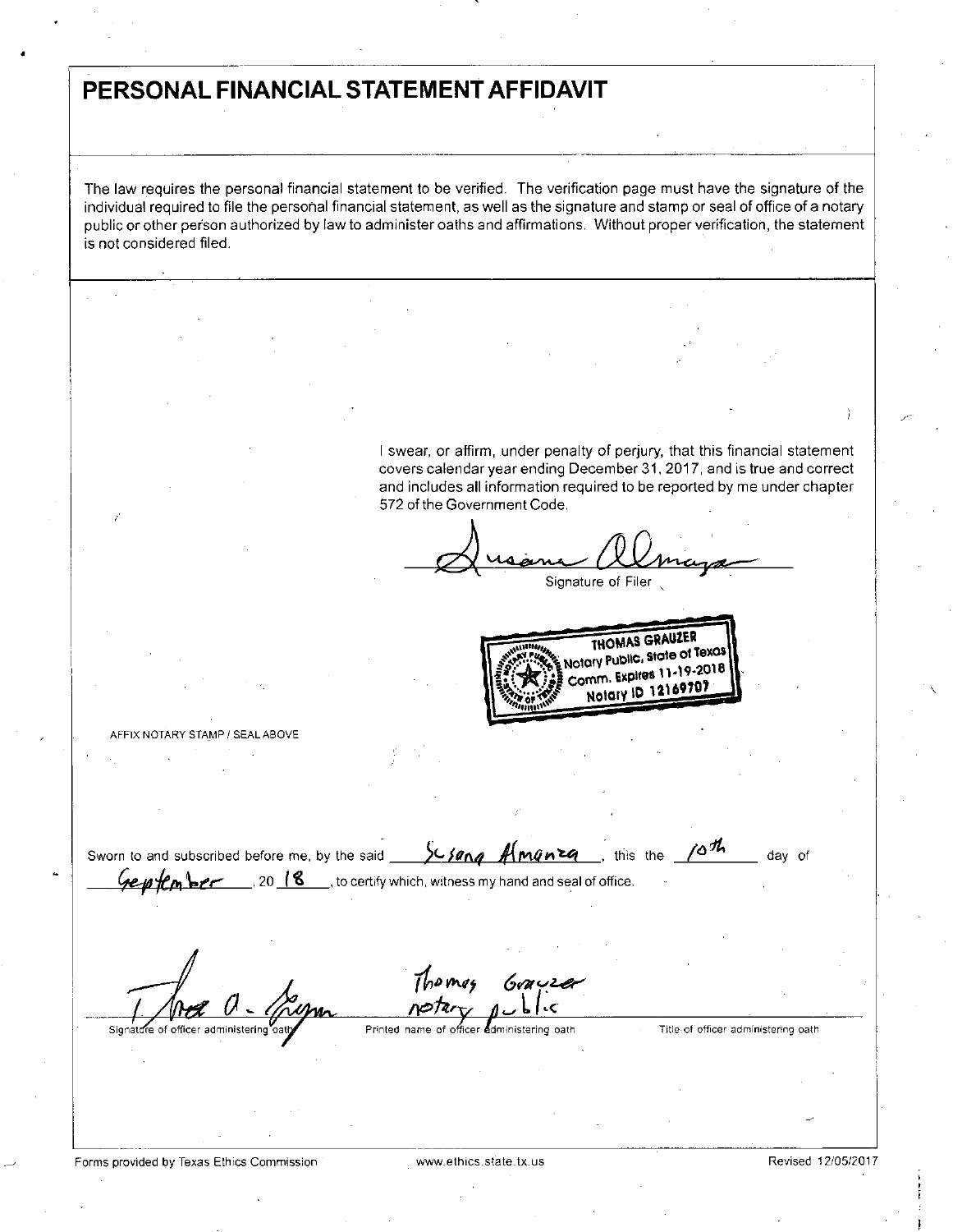# PERSONAL FINANCIAL STATEMENT AFFIDAVIT

The law requires the personal financial statement to be verified. The verification page must have the signature of the individual required to file the personal financial statement, as well as the signature and stamp or seal of office of a notary public or other person authorized by law to administer oaths and affirmations. Without proper verification, the statement is not considered filed.

I swear, or affirm, under penalty of perjury, that this financial statement covers calendar year ending December 31, 2017, and is true and correct and includes all information required to be reported by me under chapter 572 of the Government Code.

Susana Almaza

Signature of Filer

THOMAS GRAUZER
Notary Public, State of Texas
Comm. Expires 11-19-2018
Notary ID 12169707

AFFIX NOTARY STAMP / SEAL ABOVE

Sworn to and subscribed before me, by the said Susana Almanza, this the 10th day of September, 20 18, to certify which, witness my hand and seal of office.

| Signature of officer administering oath | Printed name of officer administering oath | Title of officer administering oath |
| --- | --- | --- |
| | Thomas Grauzer notary public | |

Forms provided by Texas Ethics Commission www.ethics.state.tx.us Revised 12/05/2017